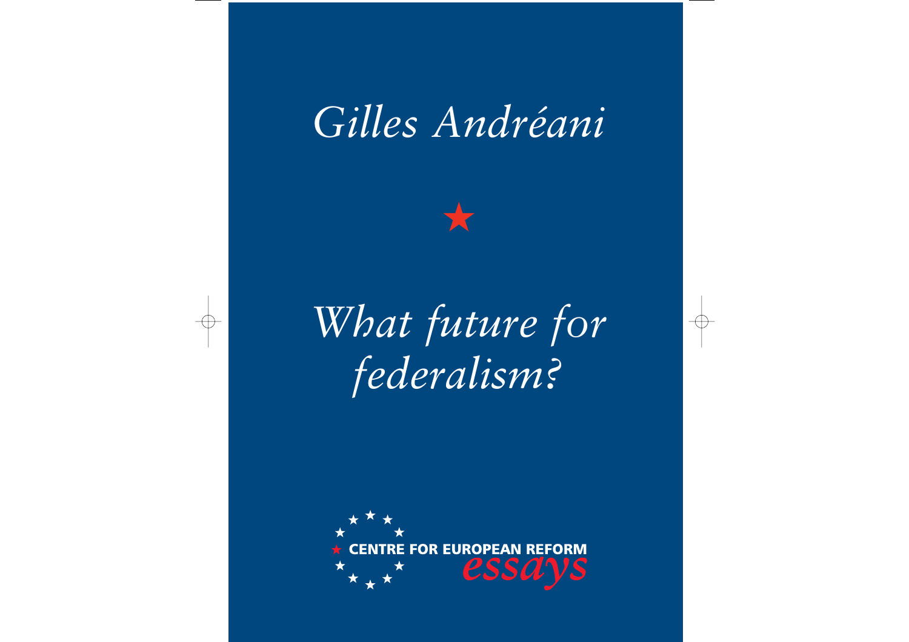# Gilles Andréani

★

# What future for federalism?

CENTRE FOR EUROPEAN REFORM

*essays*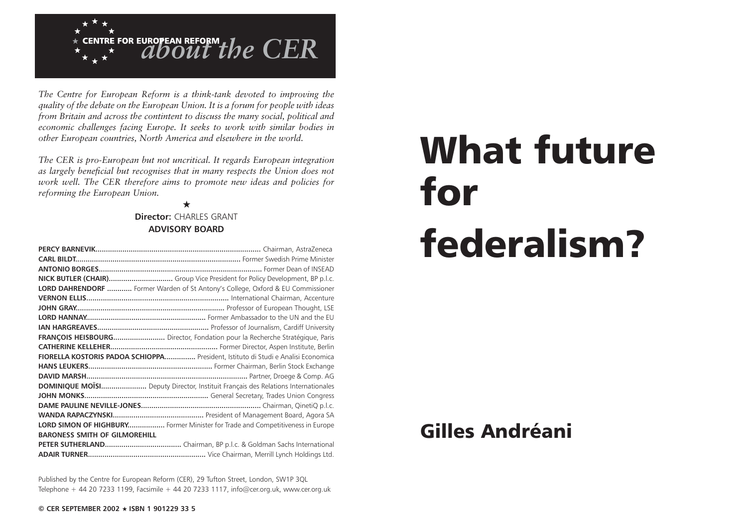# CENTRE FOR EUROPEAN REFORM *about the CER*

*The Centre for European Reform is a think-tank devoted to improving the quality of the debate on the European Union. It is a forum for people with ideas from Britain and across the contintent to discuss the many social, political and economic challenges facing Europe. It seeks to work with similar bodies in other European countries, North America and elsewhere in the world.*

*The CER is pro-European but not uncritical. It regards European integration as largely beneficial but recognises that in many respects the Union does not work well. The CER therefore aims to promote new ideas and policies for reforming the European Union.*

★

**Director:** CHARLES GRANT

**ADVISORY BOARD**

**PERCY BARNEVIK**............ Chairman, AstraZeneca
**CARL BILDT**............ Former Swedish Prime Minister
**ANTONIO BORGES**............ Former Dean of INSEAD
**NICK BUTLER (CHAIR)**............ Group Vice President for Policy Development, BP p.l.c.
**LORD DAHRENDORF** ............ Former Warden of St Antony's College, Oxford & EU Commissioner
**VERNON ELLIS**............ International Chairman, Accenture
**JOHN GRAY**............ Professor of European Thought, LSE
**LORD HANNAY**............ Former Ambassador to the UN and the EU
**IAN HARGREAVES**............ Professor of Journalism, Cardiff University
**FRANÇOIS HEISBOURG**............ Director, Fondation pour la Recherche Stratégique, Paris
**CATHERINE KELLEHER**............ Former Director, Aspen Institute, Berlin
**FIORELLA KOSTORIS PADOA SCHIOPPA**............ President, Istituto di Studi e Analisi Economica
**HANS LEUKERS**............ Former Chairman, Berlin Stock Exchange
**DAVID MARSH**............ Partner, Droege & Comp. AG
**DOMINIQUE MOÏSI**............ Deputy Director, Instituit Français des Relations Internationales
**JOHN MONKS**............ General Secretary, Trades Union Congress
**DAME PAULINE NEVILLE-JONES**............ Chairman, QinetiQ p.l.c.
**WANDA RAPACZYNSKI**............ President of Management Board, Agora SA
**LORD SIMON OF HIGHBURY**............ Former Minister for Trade and Competitiveness in Europe
**BARONESS SMITH OF GILMOREHILL**
**PETER SUTHERLAND**............ Chairman, BP p.l.c. & Goldman Sachs International
**ADAIR TURNER**............ Vice Chairman, Merrill Lynch Holdings Ltd.

Published by the Centre for European Reform (CER), 29 Tufton Street, London, SW1P 3QL
Telephone + 44 20 7233 1199, Facsimile + 44 20 7233 1117, info@cer.org.uk, www.cer.org.uk

**© CER SEPTEMBER 2002 ★ ISBN 1 901229 33 5**

# What future for federalism?

## Gilles Andréani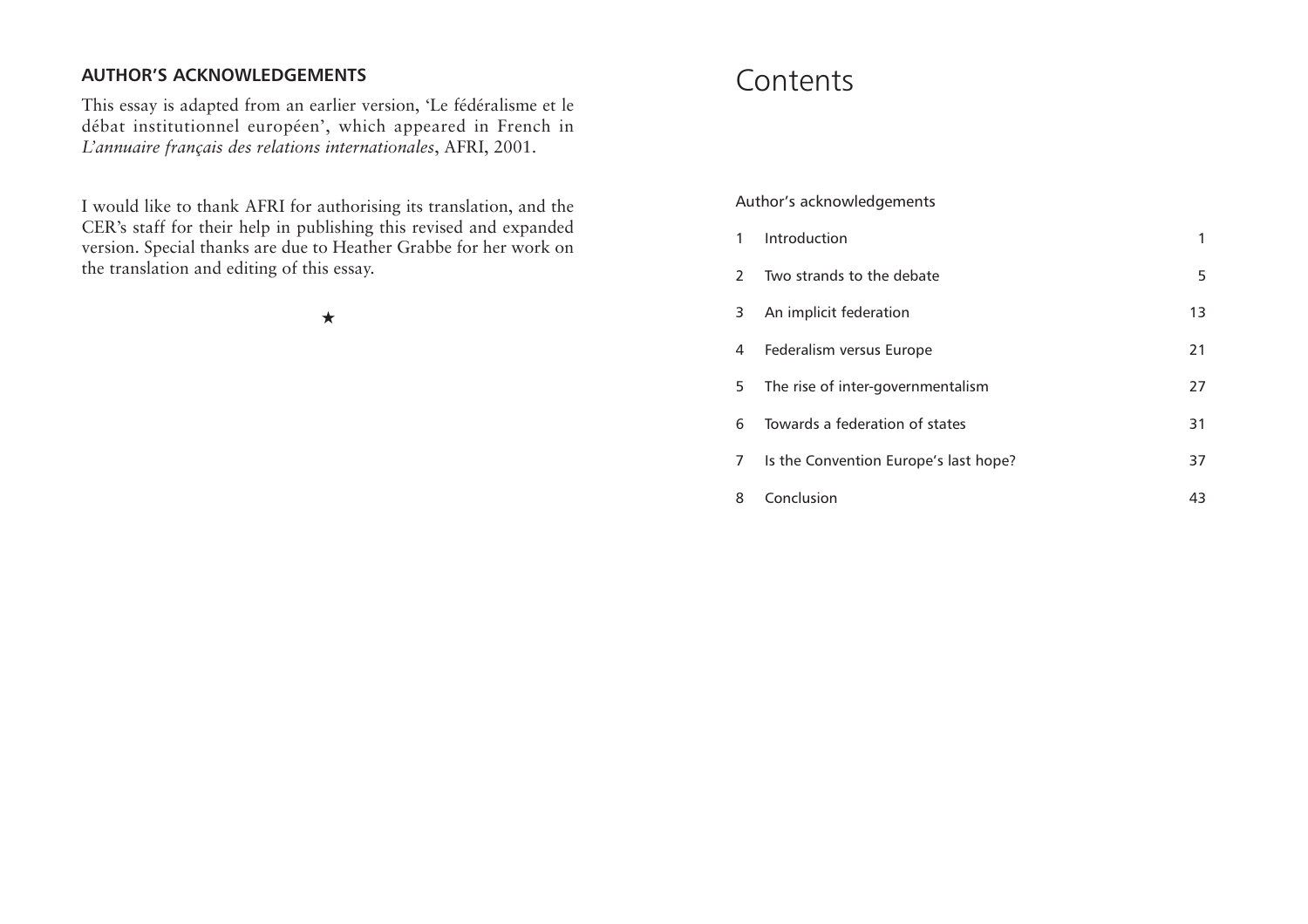## AUTHOR'S ACKNOWLEDGEMENTS

This essay is adapted from an earlier version, 'Le fédéralisme et le débat institutionnel européen', which appeared in French in *L'annuaire français des relations internationales*, AFRI, 2001.

I would like to thank AFRI for authorising its translation, and the CER's staff for their help in publishing this revised and expanded version. Special thanks are due to Heather Grabbe for her work on the translation and editing of this essay.

★

# Contents

Author's acknowledgements

| | | |
|---|---|---|
| 1 | Introduction | 1 |
| 2 | Two strands to the debate | 5 |
| 3 | An implicit federation | 13 |
| 4 | Federalism versus Europe | 21 |
| 5 | The rise of inter-governmentalism | 27 |
| 6 | Towards a federation of states | 31 |
| 7 | Is the Convention Europe's last hope? | 37 |
| 8 | Conclusion | 43 |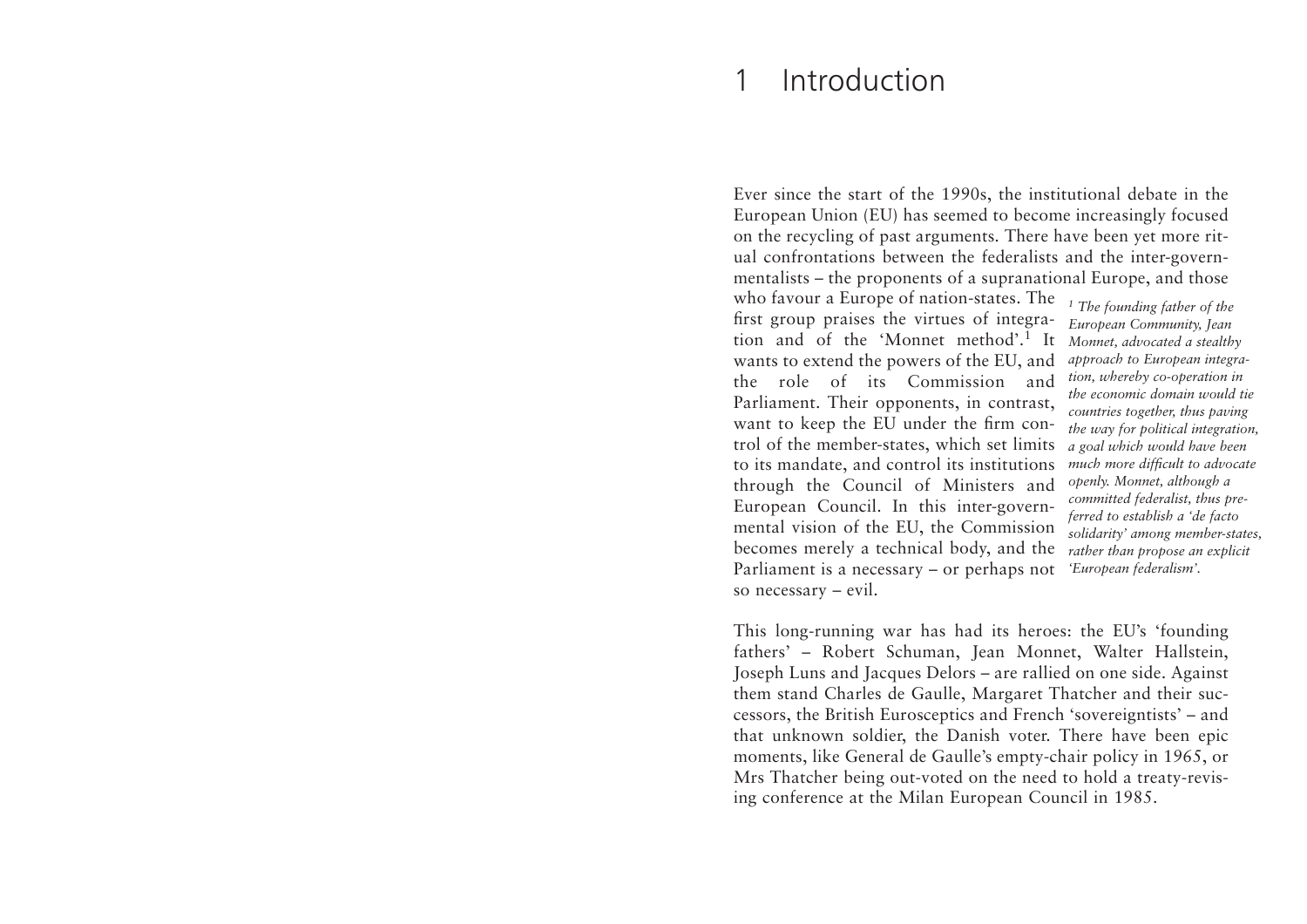# 1 Introduction

Ever since the start of the 1990s, the institutional debate in the European Union (EU) has seemed to become increasingly focused on the recycling of past arguments. There have been yet more ritual confrontations between the federalists and the inter-governmentalists – the proponents of a supranational Europe, and those who favour a Europe of nation-states. The first group praises the virtues of integration and of the 'Monnet method'.[1] It wants to extend the powers of the EU, and the role of its Commission and Parliament. Their opponents, in contrast, want to keep the EU under the firm control of the member-states, which set limits to its mandate, and control its institutions through the Council of Ministers and European Council. In this inter-governmental vision of the EU, the Commission becomes merely a technical body, and the Parliament is a necessary – or perhaps not so necessary – evil.

*[1] The founding father of the European Community, Jean Monnet, advocated a stealthy approach to European integration, whereby co-operation in the economic domain would tie countries together, thus paving the way for political integration, a goal which would have been much more difficult to advocate openly. Monnet, although a committed federalist, thus preferred to establish a 'de facto solidarity' among member-states, rather than propose an explicit 'European federalism'.*

This long-running war has had its heroes: the EU's 'founding fathers' – Robert Schuman, Jean Monnet, Walter Hallstein, Joseph Luns and Jacques Delors – are rallied on one side. Against them stand Charles de Gaulle, Margaret Thatcher and their successors, the British Eurosceptics and French 'sovereigntists' – and that unknown soldier, the Danish voter. There have been epic moments, like General de Gaulle's empty-chair policy in 1965, or Mrs Thatcher being out-voted on the need to hold a treaty-revising conference at the Milan European Council in 1985.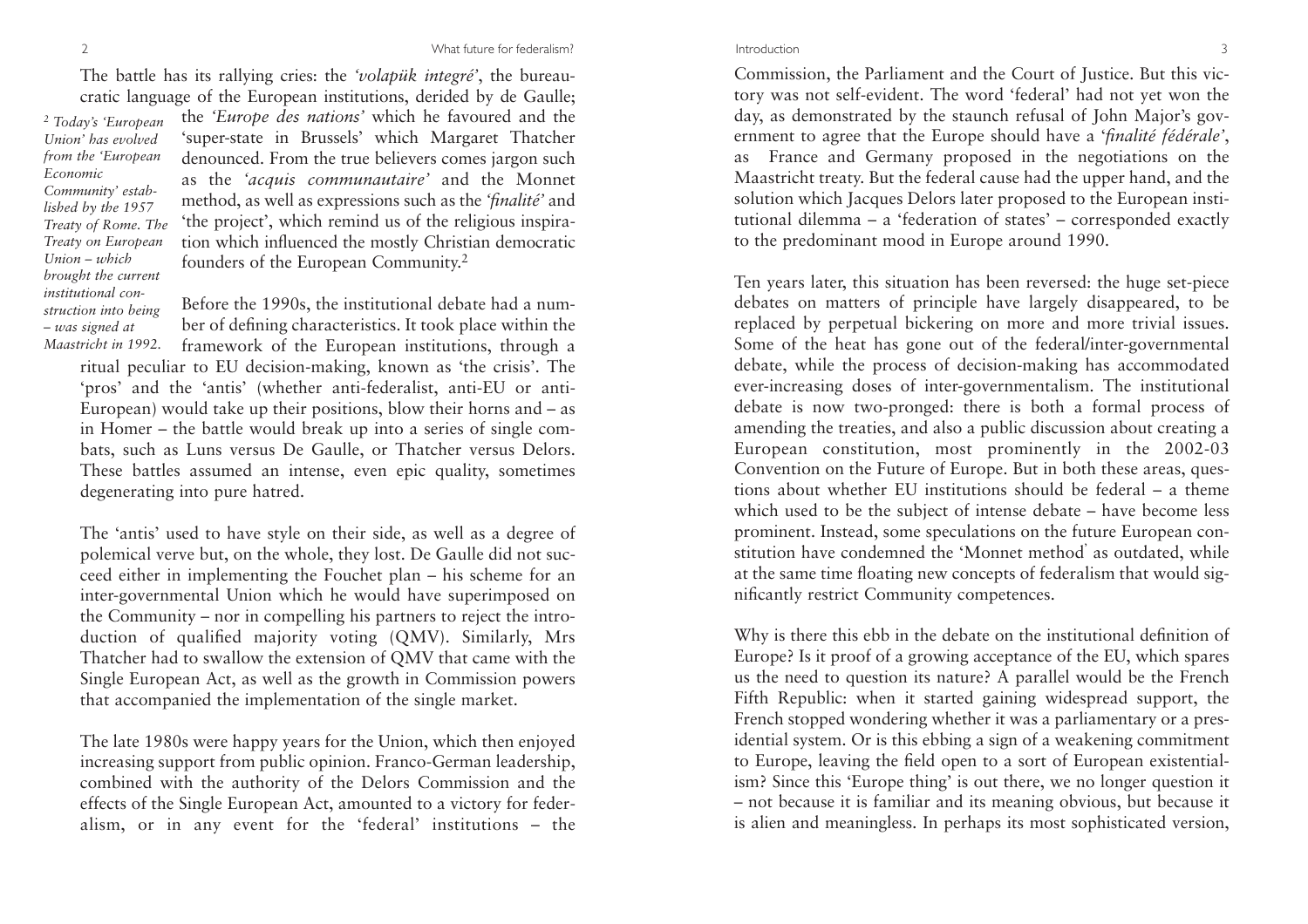The battle has its rallying cries: the *'volapük integré'*, the bureaucratic language of the European institutions, derided by de Gaulle; the *'Europe des nations'* which he favoured and the 'super-state in Brussels' which Margaret Thatcher denounced. From the true believers comes jargon such as the *'acquis communautaire'* and the Monnet method, as well as expressions such as the *'finalité'* and 'the project', which remind us of the religious inspiration which influenced the mostly Christian democratic founders of the European Community.[2]

Before the 1990s, the institutional debate had a number of defining characteristics. It took place within the framework of the European institutions, through a ritual peculiar to EU decision-making, known as 'the crisis'. The 'pros' and the 'antis' (whether anti-federalist, anti-EU or anti-European) would take up their positions, blow their horns and – as in Homer – the battle would break up into a series of single combats, such as Luns versus De Gaulle, or Thatcher versus Delors. These battles assumed an intense, even epic quality, sometimes degenerating into pure hatred.

The 'antis' used to have style on their side, as well as a degree of polemical verve but, on the whole, they lost. De Gaulle did not succeed either in implementing the Fouchet plan – his scheme for an inter-governmental Union which he would have superimposed on the Community – nor in compelling his partners to reject the introduction of qualified majority voting (QMV). Similarly, Mrs Thatcher had to swallow the extension of QMV that came with the Single European Act, as well as the growth in Commission powers that accompanied the implementation of the single market.

The late 1980s were happy years for the Union, which then enjoyed increasing support from public opinion. Franco-German leadership, combined with the authority of the Delors Commission and the effects of the Single European Act, amounted to a victory for federalism, or in any event for the 'federal' institutions – the Commission, the Parliament and the Court of Justice. But this victory was not self-evident. The word 'federal' had not yet won the day, as demonstrated by the staunch refusal of John Major's government to agree that the Europe should have a *'finalité fédérale'*, as France and Germany proposed in the negotiations on the Maastricht treaty. But the federal cause had the upper hand, and the solution which Jacques Delors later proposed to the European institutional dilemma – a 'federation of states' – corresponded exactly to the predominant mood in Europe around 1990.

Ten years later, this situation has been reversed: the huge set-piece debates on matters of principle have largely disappeared, to be replaced by perpetual bickering on more and more trivial issues. Some of the heat has gone out of the federal/inter-governmental debate, while the process of decision-making has accommodated ever-increasing doses of inter-governmentalism. The institutional debate is now two-pronged: there is both a formal process of amending the treaties, and also a public discussion about creating a European constitution, most prominently in the 2002-03 Convention on the Future of Europe. But in both these areas, questions about whether EU institutions should be federal – a theme which used to be the subject of intense debate – have become less prominent. Instead, some speculations on the future European constitution have condemned the 'Monnet method' as outdated, while at the same time floating new concepts of federalism that would significantly restrict Community competences.

Why is there this ebb in the debate on the institutional definition of Europe? Is it proof of a growing acceptance of the EU, which spares us the need to question its nature? A parallel would be the French Fifth Republic: when it started gaining widespread support, the French stopped wondering whether it was a parliamentary or a presidential system. Or is this ebbing a sign of a weakening commitment to Europe, leaving the field open to a sort of European existentialism? Since this 'Europe thing' is out there, we no longer question it – not because it is familiar and its meaning obvious, but because it is alien and meaningless. In perhaps its most sophisticated version,

[2] *Today's 'European Union' has evolved from the 'European Economic Community' established by the 1957 Treaty of Rome. The Treaty on European Union – which brought the current institutional construction into being – was signed at Maastricht in 1992.*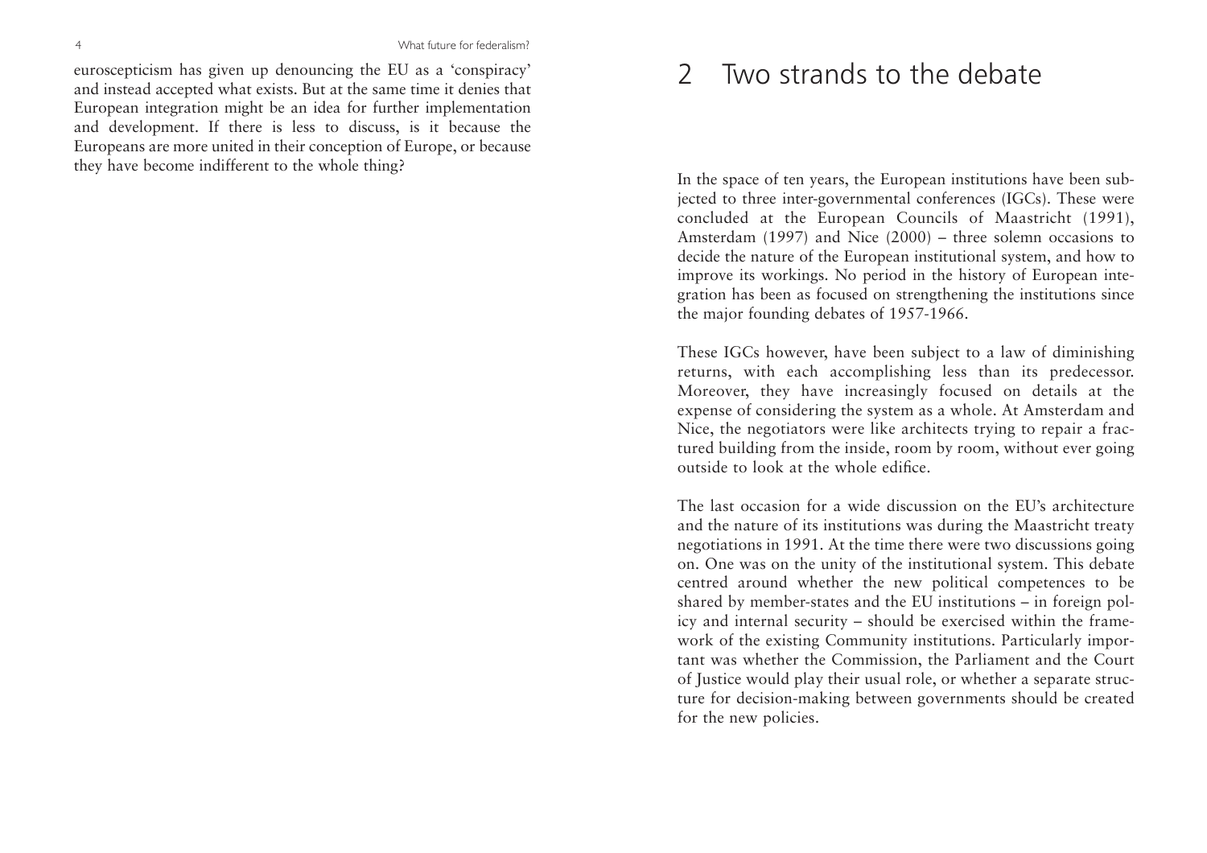euroscepticism has given up denouncing the EU as a 'conspiracy' and instead accepted what exists. But at the same time it denies that European integration might be an idea for further implementation and development. If there is less to discuss, is it because the Europeans are more united in their conception of Europe, or because they have become indifferent to the whole thing?

# 2 Two strands to the debate

In the space of ten years, the European institutions have been subjected to three inter-governmental conferences (IGCs). These were concluded at the European Councils of Maastricht (1991), Amsterdam (1997) and Nice (2000) – three solemn occasions to decide the nature of the European institutional system, and how to improve its workings. No period in the history of European integration has been as focused on strengthening the institutions since the major founding debates of 1957-1966.

These IGCs however, have been subject to a law of diminishing returns, with each accomplishing less than its predecessor. Moreover, they have increasingly focused on details at the expense of considering the system as a whole. At Amsterdam and Nice, the negotiators were like architects trying to repair a fractured building from the inside, room by room, without ever going outside to look at the whole edifice.

The last occasion for a wide discussion on the EU's architecture and the nature of its institutions was during the Maastricht treaty negotiations in 1991. At the time there were two discussions going on. One was on the unity of the institutional system. This debate centred around whether the new political competences to be shared by member-states and the EU institutions – in foreign policy and internal security – should be exercised within the framework of the existing Community institutions. Particularly important was whether the Commission, the Parliament and the Court of Justice would play their usual role, or whether a separate structure for decision-making between governments should be created for the new policies.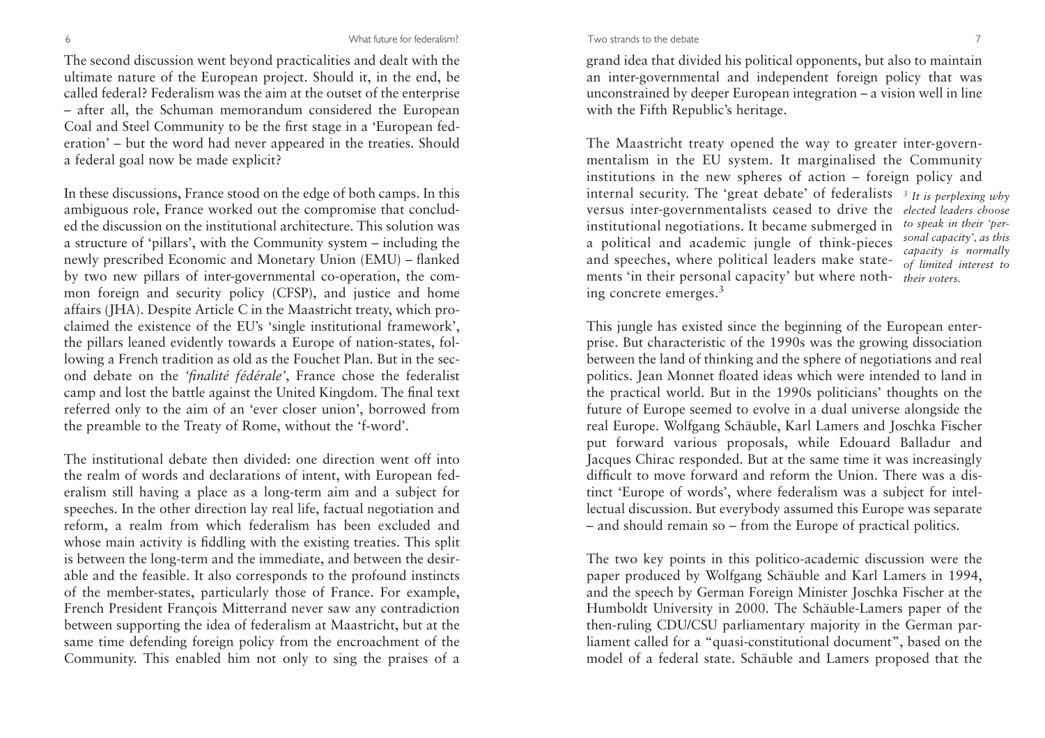The second discussion went beyond practicalities and dealt with the ultimate nature of the European project. Should it, in the end, be called federal? Federalism was the aim at the outset of the enterprise – after all, the Schuman memorandum considered the European Coal and Steel Community to be the first stage in a 'European federation' – but the word had never appeared in the treaties. Should a federal goal now be made explicit?

In these discussions, France stood on the edge of both camps. In this ambiguous role, France worked out the compromise that concluded the discussion on the institutional architecture. This solution was a structure of 'pillars', with the Community system – including the newly prescribed Economic and Monetary Union (EMU) – flanked by two new pillars of inter-governmental co-operation, the common foreign and security policy (CFSP), and justice and home affairs (JHA). Despite Article C in the Maastricht treaty, which proclaimed the existence of the EU's 'single institutional framework', the pillars leaned evidently towards a Europe of nation-states, following a French tradition as old as the Fouchet Plan. But in the second debate on the *'finalité fédérale'*, France chose the federalist camp and lost the battle against the United Kingdom. The final text referred only to the aim of an 'ever closer union', borrowed from the preamble to the Treaty of Rome, without the 'f-word'.

The institutional debate then divided: one direction went off into the realm of words and declarations of intent, with European federalism still having a place as a long-term aim and a subject for speeches. In the other direction lay real life, factual negotiation and reform, a realm from which federalism has been excluded and whose main activity is fiddling with the existing treaties. This split is between the long-term and the immediate, and between the desirable and the feasible. It also corresponds to the profound instincts of the member-states, particularly those of France. For example, French President François Mitterrand never saw any contradiction between supporting the idea of federalism at Maastricht, but at the same time defending foreign policy from the encroachment of the Community. This enabled him not only to sing the praises of a grand idea that divided his political opponents, but also to maintain an inter-governmental and independent foreign policy that was unconstrained by deeper European integration – a vision well in line with the Fifth Republic's heritage.

The Maastricht treaty opened the way to greater inter-governmentalism in the EU system. It marginalised the Community institutions in the new spheres of action – foreign policy and internal security. The 'great debate' of federalists versus inter-governmentalists ceased to drive the institutional negotiations. It became submerged in a political and academic jungle of think-pieces and speeches, where political leaders make statements 'in their personal capacity' but where nothing concrete emerges.[3]

*[3] It is perplexing why elected leaders choose to speak in their 'personal capacity', as this capacity is normally of limited interest to their voters.*

This jungle has existed since the beginning of the European enterprise. But characteristic of the 1990s was the growing dissociation between the land of thinking and the sphere of negotiations and real politics. Jean Monnet floated ideas which were intended to land in the practical world. But in the 1990s politicians' thoughts on the future of Europe seemed to evolve in a dual universe alongside the real Europe. Wolfgang Schäuble, Karl Lamers and Joschka Fischer put forward various proposals, while Edouard Balladur and Jacques Chirac responded. But at the same time it was increasingly difficult to move forward and reform the Union. There was a distinct 'Europe of words', where federalism was a subject for intellectual discussion. But everybody assumed this Europe was separate – and should remain so – from the Europe of practical politics.

The two key points in this politico-academic discussion were the paper produced by Wolfgang Schäuble and Karl Lamers in 1994, and the speech by German Foreign Minister Joschka Fischer at the Humboldt University in 2000. The Schäuble-Lamers paper of the then-ruling CDU/CSU parliamentary majority in the German parliament called for a "quasi-constitutional document", based on the model of a federal state. Schäuble and Lamers proposed that the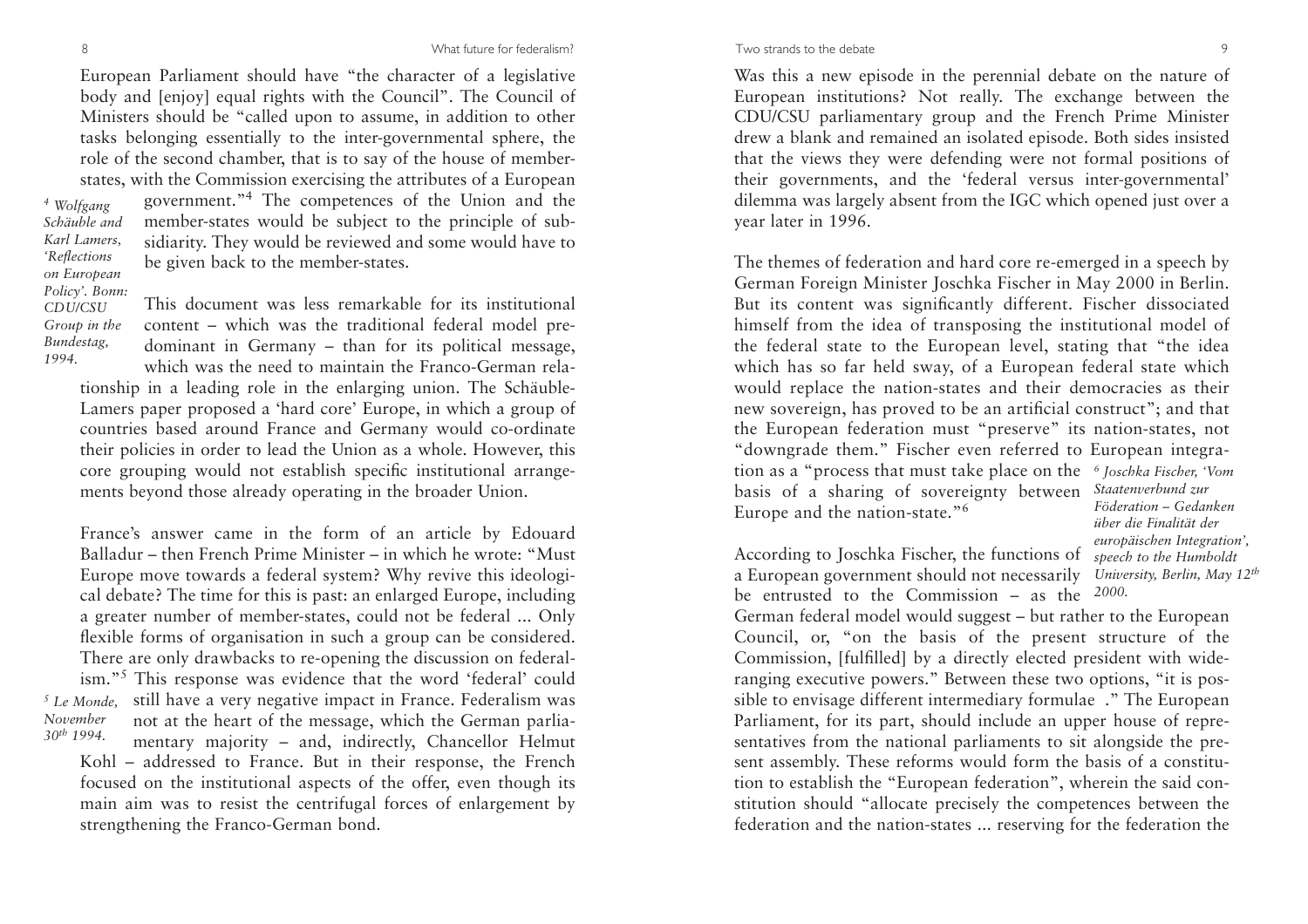European Parliament should have "the character of a legislative body and [enjoy] equal rights with the Council". The Council of Ministers should be "called upon to assume, in addition to other tasks belonging essentially to the inter-governmental sphere, the role of the second chamber, that is to say of the house of member-states, with the Commission exercising the attributes of a European government."[4] The competences of the Union and the member-states would be subject to the principle of subsidiarity. They would be reviewed and some would have to be given back to the member-states.

[4] *Wolfgang Schäuble and Karl Lamers, 'Reflections on European Policy'. Bonn: CDU/CSU Group in the Bundestag, 1994.*

This document was less remarkable for its institutional content – which was the traditional federal model predominant in Germany – than for its political message, which was the need to maintain the Franco-German relationship in a leading role in the enlarging union. The Schäuble-Lamers paper proposed a 'hard core' Europe, in which a group of countries based around France and Germany would co-ordinate their policies in order to lead the Union as a whole. However, this core grouping would not establish specific institutional arrangements beyond those already operating in the broader Union.

France's answer came in the form of an article by Edouard Balladur – then French Prime Minister – in which he wrote: "Must Europe move towards a federal system? Why revive this ideological debate? The time for this is past: an enlarged Europe, including a greater number of member-states, could not be federal ... Only flexible forms of organisation in such a group can be considered. There are only drawbacks to re-opening the discussion on federalism."[5] This response was evidence that the word 'federal' could still have a very negative impact in France. Federalism was not at the heart of the message, which the German parliamentary majority – and, indirectly, Chancellor Helmut Kohl – addressed to France. But in their response, the French focused on the institutional aspects of the offer, even though its main aim was to resist the centrifugal forces of enlargement by strengthening the Franco-German bond.

[5] *Le Monde, November 30th 1994.*

Was this a new episode in the perennial debate on the nature of European institutions? Not really. The exchange between the CDU/CSU parliamentary group and the French Prime Minister drew a blank and remained an isolated episode. Both sides insisted that the views they were defending were not formal positions of their governments, and the 'federal versus inter-governmental' dilemma was largely absent from the IGC which opened just over a year later in 1996.

The themes of federation and hard core re-emerged in a speech by German Foreign Minister Joschka Fischer in May 2000 in Berlin. But its content was significantly different. Fischer dissociated himself from the idea of transposing the institutional model of the federal state to the European level, stating that "the idea which has so far held sway, of a European federal state which would replace the nation-states and their democracies as their new sovereign, has proved to be an artificial construct"; and that the European federation must "preserve" its nation-states, not "downgrade them." Fischer even referred to European integration as a "process that must take place on the basis of a sharing of sovereignty between Europe and the nation-state."[6]

[6] *Joschka Fischer, 'Vom Staatenverbund zur Föderation – Gedanken über die Finalität der europäischen Integration', speech to the Humboldt University, Berlin, May 12th 2000.*

According to Joschka Fischer, the functions of a European government should not necessarily be entrusted to the Commission – as the German federal model would suggest – but rather to the European Council, or, "on the basis of the present structure of the Commission, [fulfilled] by a directly elected president with wide-ranging executive powers." Between these two options, "it is possible to envisage different intermediary formulae ." The European Parliament, for its part, should include an upper house of representatives from the national parliaments to sit alongside the present assembly. These reforms would form the basis of a constitution to establish the "European federation", wherein the said constitution should "allocate precisely the competences between the federation and the nation-states ... reserving for the federation the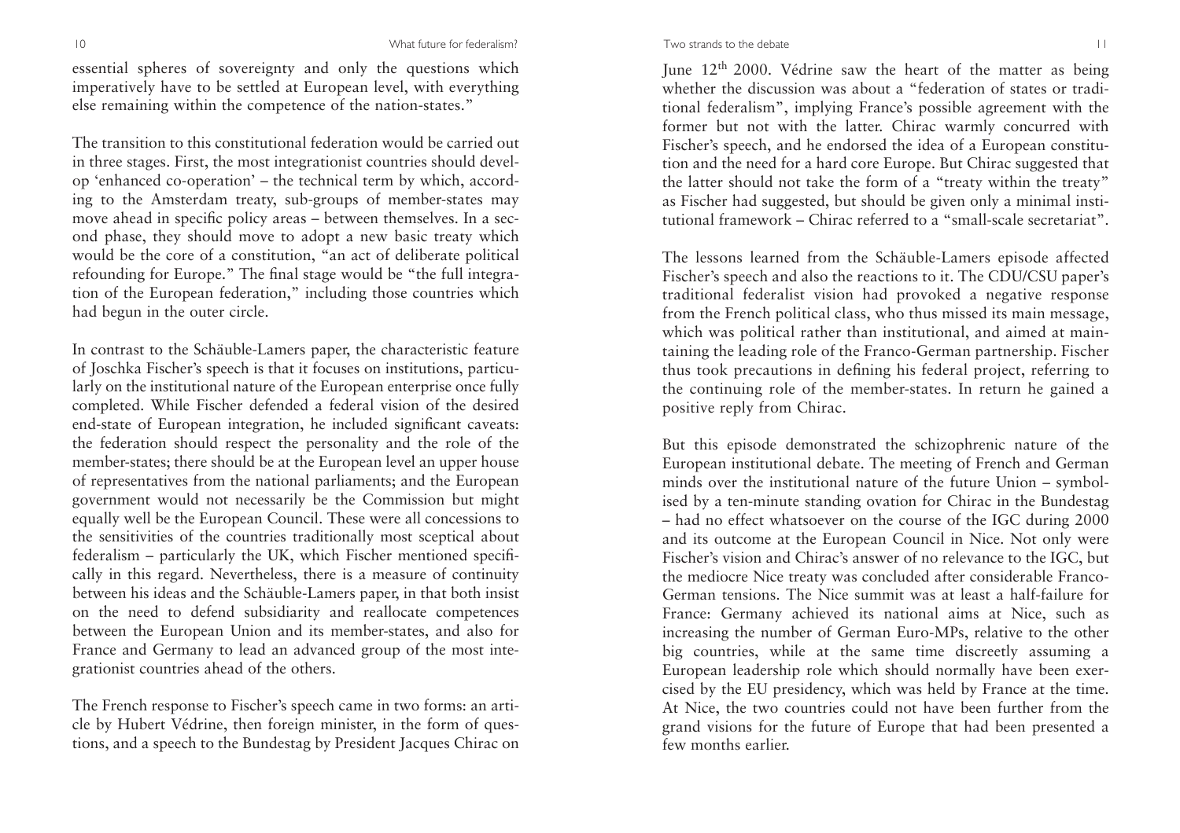essential spheres of sovereignty and only the questions which imperatively have to be settled at European level, with everything else remaining within the competence of the nation-states."

The transition to this constitutional federation would be carried out in three stages. First, the most integrationist countries should develop 'enhanced co-operation' – the technical term by which, according to the Amsterdam treaty, sub-groups of member-states may move ahead in specific policy areas – between themselves. In a second phase, they should move to adopt a new basic treaty which would be the core of a constitution, "an act of deliberate political refounding for Europe." The final stage would be "the full integration of the European federation," including those countries which had begun in the outer circle.

In contrast to the Schäuble-Lamers paper, the characteristic feature of Joschka Fischer's speech is that it focuses on institutions, particularly on the institutional nature of the European enterprise once fully completed. While Fischer defended a federal vision of the desired end-state of European integration, he included significant caveats: the federation should respect the personality and the role of the member-states; there should be at the European level an upper house of representatives from the national parliaments; and the European government would not necessarily be the Commission but might equally well be the European Council. These were all concessions to the sensitivities of the countries traditionally most sceptical about federalism – particularly the UK, which Fischer mentioned specifically in this regard. Nevertheless, there is a measure of continuity between his ideas and the Schäuble-Lamers paper, in that both insist on the need to defend subsidiarity and reallocate competences between the European Union and its member-states, and also for France and Germany to lead an advanced group of the most integrationist countries ahead of the others.

The French response to Fischer's speech came in two forms: an article by Hubert Védrine, then foreign minister, in the form of questions, and a speech to the Bundestag by President Jacques Chirac on June 12th 2000. Védrine saw the heart of the matter as being whether the discussion was about a "federation of states or traditional federalism", implying France's possible agreement with the former but not with the latter. Chirac warmly concurred with Fischer's speech, and he endorsed the idea of a European constitution and the need for a hard core Europe. But Chirac suggested that the latter should not take the form of a "treaty within the treaty" as Fischer had suggested, but should be given only a minimal institutional framework – Chirac referred to a "small-scale secretariat".

The lessons learned from the Schäuble-Lamers episode affected Fischer's speech and also the reactions to it. The CDU/CSU paper's traditional federalist vision had provoked a negative response from the French political class, who thus missed its main message, which was political rather than institutional, and aimed at maintaining the leading role of the Franco-German partnership. Fischer thus took precautions in defining his federal project, referring to the continuing role of the member-states. In return he gained a positive reply from Chirac.

But this episode demonstrated the schizophrenic nature of the European institutional debate. The meeting of French and German minds over the institutional nature of the future Union – symbolised by a ten-minute standing ovation for Chirac in the Bundestag – had no effect whatsoever on the course of the IGC during 2000 and its outcome at the European Council in Nice. Not only were Fischer's vision and Chirac's answer of no relevance to the IGC, but the mediocre Nice treaty was concluded after considerable Franco-German tensions. The Nice summit was at least a half-failure for France: Germany achieved its national aims at Nice, such as increasing the number of German Euro-MPs, relative to the other big countries, while at the same time discreetly assuming a European leadership role which should normally have been exercised by the EU presidency, which was held by France at the time. At Nice, the two countries could not have been further from the grand visions for the future of Europe that had been presented a few months earlier.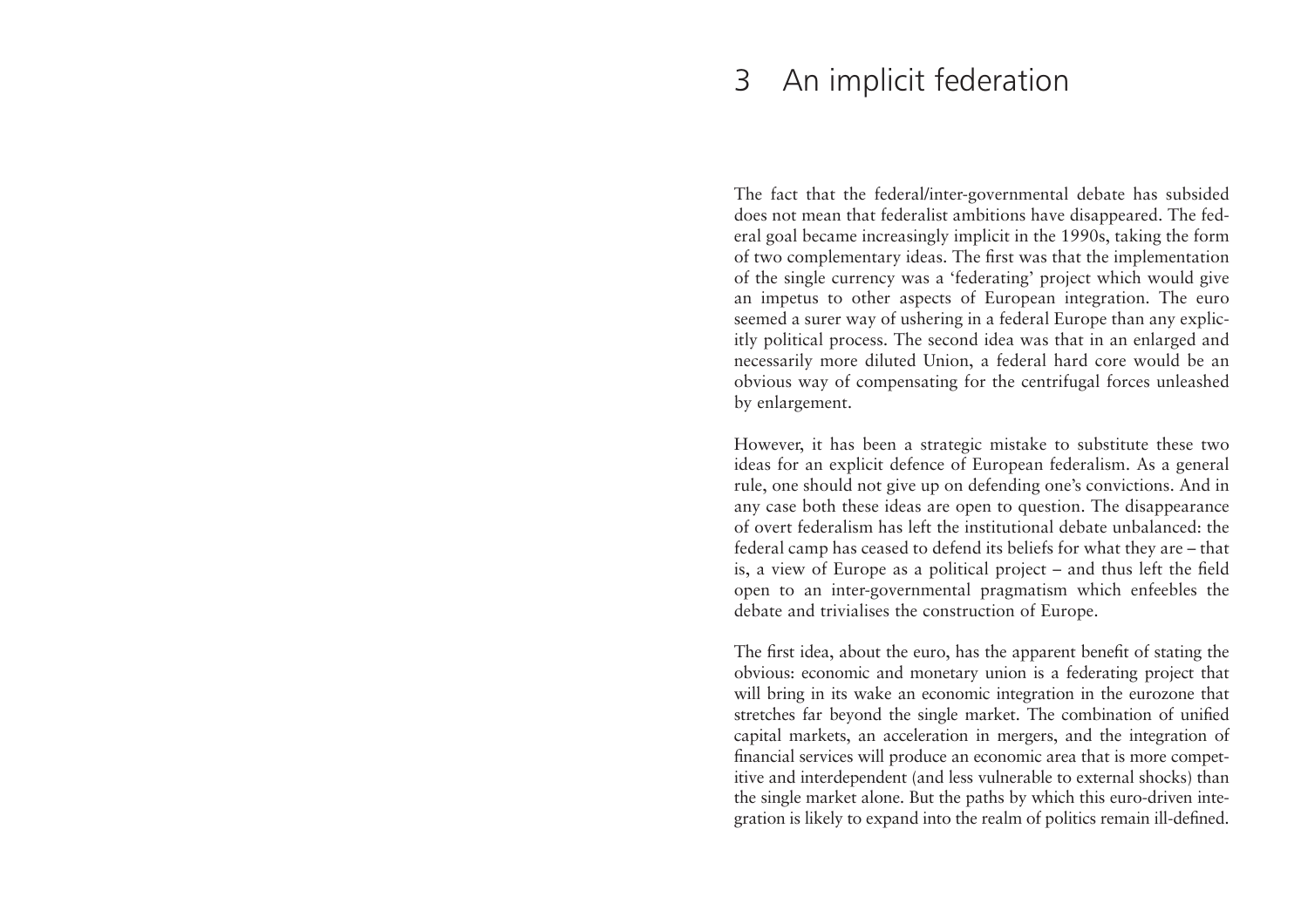# 3 An implicit federation

The fact that the federal/inter-governmental debate has subsided does not mean that federalist ambitions have disappeared. The federal goal became increasingly implicit in the 1990s, taking the form of two complementary ideas. The first was that the implementation of the single currency was a 'federating' project which would give an impetus to other aspects of European integration. The euro seemed a surer way of ushering in a federal Europe than any explicitly political process. The second idea was that in an enlarged and necessarily more diluted Union, a federal hard core would be an obvious way of compensating for the centrifugal forces unleashed by enlargement.

However, it has been a strategic mistake to substitute these two ideas for an explicit defence of European federalism. As a general rule, one should not give up on defending one's convictions. And in any case both these ideas are open to question. The disappearance of overt federalism has left the institutional debate unbalanced: the federal camp has ceased to defend its beliefs for what they are – that is, a view of Europe as a political project – and thus left the field open to an inter-governmental pragmatism which enfeebles the debate and trivialises the construction of Europe.

The first idea, about the euro, has the apparent benefit of stating the obvious: economic and monetary union is a federating project that will bring in its wake an economic integration in the eurozone that stretches far beyond the single market. The combination of unified capital markets, an acceleration in mergers, and the integration of financial services will produce an economic area that is more competitive and interdependent (and less vulnerable to external shocks) than the single market alone. But the paths by which this euro-driven integration is likely to expand into the realm of politics remain ill-defined.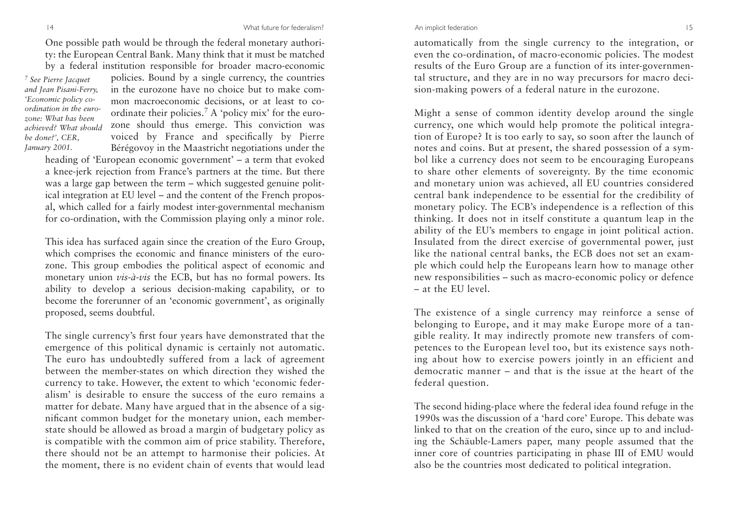One possible path would be through the federal monetary authority: the European Central Bank. Many think that it must be matched by a federal institution responsible for broader macro-economic policies. Bound by a single currency, the countries in the eurozone have no choice but to make common macroeconomic decisions, or at least to co-ordinate their policies.[7] A 'policy mix' for the eurozone should thus emerge. This conviction was voiced by France and specifically by Pierre Bérégovoy in the Maastricht negotiations under the heading of 'European economic government' – a term that evoked a knee-jerk rejection from France's partners at the time. But there was a large gap between the term – which suggested genuine political integration at EU level – and the content of the French proposal, which called for a fairly modest inter-governmental mechanism for co-ordination, with the Commission playing only a minor role.

[7] *See Pierre Jacquet and Jean Pisani-Ferry, 'Economic policy co-ordination in the eurozone: What has been achieved? What should be done?', CER, January 2001.*

This idea has surfaced again since the creation of the Euro Group, which comprises the economic and finance ministers of the eurozone. This group embodies the political aspect of economic and monetary union *vis-à-vis* the ECB, but has no formal powers. Its ability to develop a serious decision-making capability, or to become the forerunner of an 'economic government', as originally proposed, seems doubtful.

The single currency's first four years have demonstrated that the emergence of this political dynamic is certainly not automatic. The euro has undoubtedly suffered from a lack of agreement between the member-states on which direction they wished the currency to take. However, the extent to which 'economic federalism' is desirable to ensure the success of the euro remains a matter for debate. Many have argued that in the absence of a significant common budget for the monetary union, each member-state should be allowed as broad a margin of budgetary policy as is compatible with the common aim of price stability. Therefore, there should not be an attempt to harmonise their policies. At the moment, there is no evident chain of events that would lead automatically from the single currency to the integration, or even the co-ordination, of macro-economic policies. The modest results of the Euro Group are a function of its inter-governmental structure, and they are in no way precursors for macro decision-making powers of a federal nature in the eurozone.

Might a sense of common identity develop around the single currency, one which would help promote the political integration of Europe? It is too early to say, so soon after the launch of notes and coins. But at present, the shared possession of a symbol like a currency does not seem to be encouraging Europeans to share other elements of sovereignty. By the time economic and monetary union was achieved, all EU countries considered central bank independence to be essential for the credibility of monetary policy. The ECB's independence is a reflection of this thinking. It does not in itself constitute a quantum leap in the ability of the EU's members to engage in joint political action. Insulated from the direct exercise of governmental power, just like the national central banks, the ECB does not set an example which could help the Europeans learn how to manage other new responsibilities – such as macro-economic policy or defence – at the EU level.

The existence of a single currency may reinforce a sense of belonging to Europe, and it may make Europe more of a tangible reality. It may indirectly promote new transfers of competences to the European level too, but its existence says nothing about how to exercise powers jointly in an efficient and democratic manner – and that is the issue at the heart of the federal question.

The second hiding-place where the federal idea found refuge in the 1990s was the discussion of a 'hard core' Europe. This debate was linked to that on the creation of the euro, since up to and including the Schäuble-Lamers paper, many people assumed that the inner core of countries participating in phase III of EMU would also be the countries most dedicated to political integration.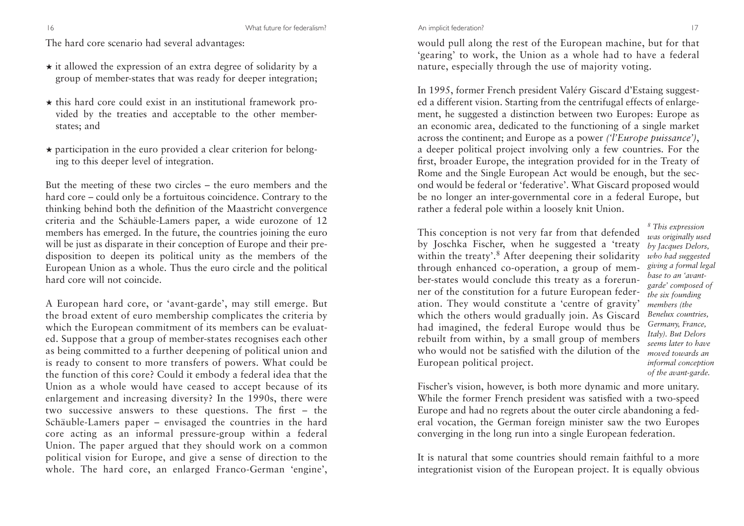The hard core scenario had several advantages:

- it allowed the expression of an extra degree of solidarity by a group of member-states that was ready for deeper integration;
- this hard core could exist in an institutional framework provided by the treaties and acceptable to the other member-states; and
- participation in the euro provided a clear criterion for belonging to this deeper level of integration.

But the meeting of these two circles – the euro members and the hard core – could only be a fortuitous coincidence. Contrary to the thinking behind both the definition of the Maastricht convergence criteria and the Schäuble-Lamers paper, a wide eurozone of 12 members has emerged. In the future, the countries joining the euro will be just as disparate in their conception of Europe and their predisposition to deepen its political unity as the members of the European Union as a whole. Thus the euro circle and the political hard core will not coincide.

A European hard core, or 'avant-garde', may still emerge. But the broad extent of euro membership complicates the criteria by which the European commitment of its members can be evaluated. Suppose that a group of member-states recognises each other as being committed to a further deepening of political union and is ready to consent to more transfers of powers. What could be the function of this core? Could it embody a federal idea that the Union as a whole would have ceased to accept because of its enlargement and increasing diversity? In the 1990s, there were two successive answers to these questions. The first – the Schäuble-Lamers paper – envisaged the countries in the hard core acting as an informal pressure-group within a federal Union. The paper argued that they should work on a common political vision for Europe, and give a sense of direction to the whole. The hard core, an enlarged Franco-German 'engine', would pull along the rest of the European machine, but for that 'gearing' to work, the Union as a whole had to have a federal nature, especially through the use of majority voting.

In 1995, former French president Valéry Giscard d'Estaing suggested a different vision. Starting from the centrifugal effects of enlargement, he suggested a distinction between two Europes: Europe as an economic area, dedicated to the functioning of a single market across the continent; and Europe as a power *('l'Europe puissance')*, a deeper political project involving only a few countries. For the first, broader Europe, the integration provided for in the Treaty of Rome and the Single European Act would be enough, but the second would be federal or 'federative'. What Giscard proposed would be no longer an inter-governmental core in a federal Europe, but rather a federal pole within a loosely knit Union.

This conception is not very far from that defended by Joschka Fischer, when he suggested a 'treaty within the treaty'.[8] After deepening their solidarity through enhanced co-operation, a group of member-states would conclude this treaty as a forerunner of the constitution for a future European federation. They would constitute a 'centre of gravity' which the others would gradually join. As Giscard had imagined, the federal Europe would thus be rebuilt from within, by a small group of members who would not be satisfied with the dilution of the European political project.

*[8] This expression was originally used by Jacques Delors, who had suggested giving a formal legal base to an 'avant-garde' composed of the six founding members (the Benelux countries, Germany, France, Italy). But Delors seems later to have moved towards an informal conception of the avant-garde.*

Fischer's vision, however, is both more dynamic and more unitary. While the former French president was satisfied with a two-speed Europe and had no regrets about the outer circle abandoning a federal vocation, the German foreign minister saw the two Europes converging in the long run into a single European federation.

It is natural that some countries should remain faithful to a more integrationist vision of the European project. It is equally obvious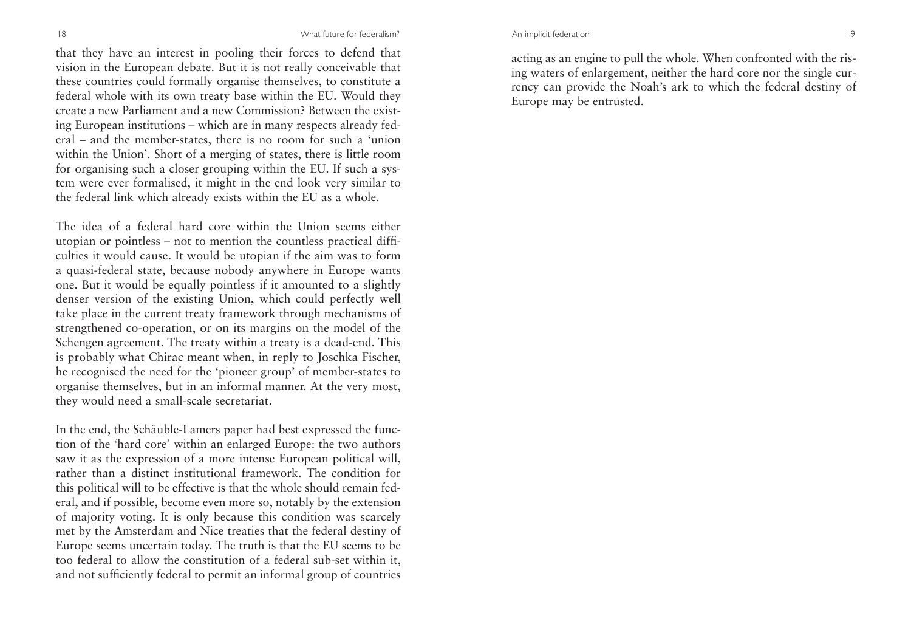that they have an interest in pooling their forces to defend that vision in the European debate. But it is not really conceivable that these countries could formally organise themselves, to constitute a federal whole with its own treaty base within the EU. Would they create a new Parliament and a new Commission? Between the existing European institutions – which are in many respects already federal – and the member-states, there is no room for such a 'union within the Union'. Short of a merging of states, there is little room for organising such a closer grouping within the EU. If such a system were ever formalised, it might in the end look very similar to the federal link which already exists within the EU as a whole.

The idea of a federal hard core within the Union seems either utopian or pointless – not to mention the countless practical difficulties it would cause. It would be utopian if the aim was to form a quasi-federal state, because nobody anywhere in Europe wants one. But it would be equally pointless if it amounted to a slightly denser version of the existing Union, which could perfectly well take place in the current treaty framework through mechanisms of strengthened co-operation, or on its margins on the model of the Schengen agreement. The treaty within a treaty is a dead-end. This is probably what Chirac meant when, in reply to Joschka Fischer, he recognised the need for the 'pioneer group' of member-states to organise themselves, but in an informal manner. At the very most, they would need a small-scale secretariat.

In the end, the Schäuble-Lamers paper had best expressed the function of the 'hard core' within an enlarged Europe: the two authors saw it as the expression of a more intense European political will, rather than a distinct institutional framework. The condition for this political will to be effective is that the whole should remain federal, and if possible, become even more so, notably by the extension of majority voting. It is only because this condition was scarcely met by the Amsterdam and Nice treaties that the federal destiny of Europe seems uncertain today. The truth is that the EU seems to be too federal to allow the constitution of a federal sub-set within it, and not sufficiently federal to permit an informal group of countries acting as an engine to pull the whole. When confronted with the rising waters of enlargement, neither the hard core nor the single currency can provide the Noah's ark to which the federal destiny of Europe may be entrusted.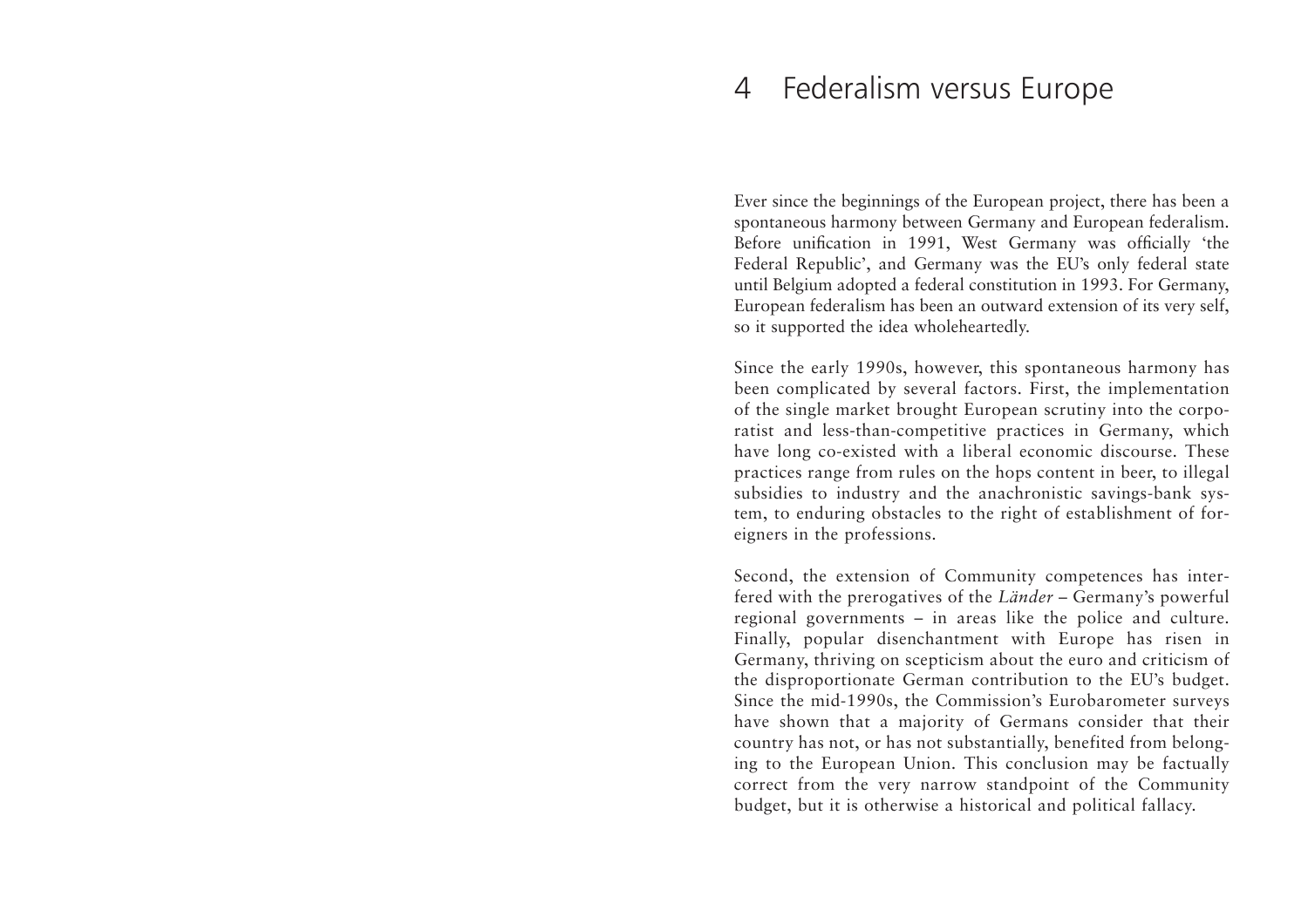# 4 Federalism versus Europe

Ever since the beginnings of the European project, there has been a spontaneous harmony between Germany and European federalism. Before unification in 1991, West Germany was officially 'the Federal Republic', and Germany was the EU's only federal state until Belgium adopted a federal constitution in 1993. For Germany, European federalism has been an outward extension of its very self, so it supported the idea wholeheartedly.

Since the early 1990s, however, this spontaneous harmony has been complicated by several factors. First, the implementation of the single market brought European scrutiny into the corporatist and less-than-competitive practices in Germany, which have long co-existed with a liberal economic discourse. These practices range from rules on the hops content in beer, to illegal subsidies to industry and the anachronistic savings-bank system, to enduring obstacles to the right of establishment of foreigners in the professions.

Second, the extension of Community competences has interfered with the prerogatives of the *Länder* – Germany's powerful regional governments – in areas like the police and culture. Finally, popular disenchantment with Europe has risen in Germany, thriving on scepticism about the euro and criticism of the disproportionate German contribution to the EU's budget. Since the mid-1990s, the Commission's Eurobarometer surveys have shown that a majority of Germans consider that their country has not, or has not substantially, benefited from belonging to the European Union. This conclusion may be factually correct from the very narrow standpoint of the Community budget, but it is otherwise a historical and political fallacy.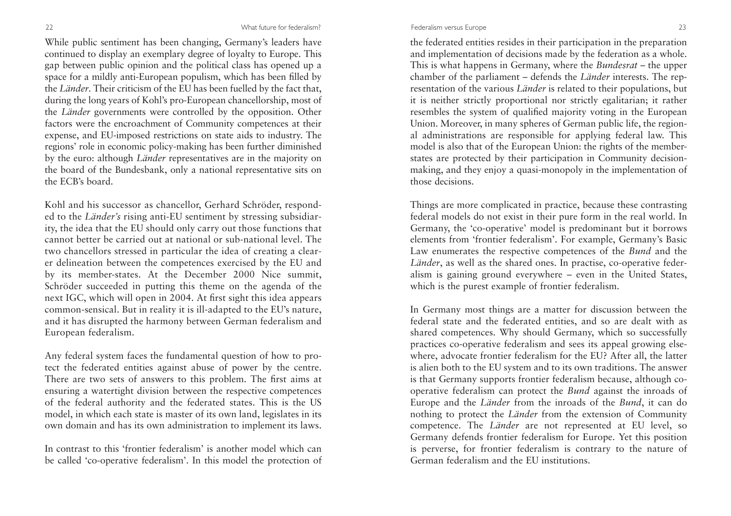While public sentiment has been changing, Germany's leaders have continued to display an exemplary degree of loyalty to Europe. This gap between public opinion and the political class has opened up a space for a mildly anti-European populism, which has been filled by the *Länder*. Their criticism of the EU has been fuelled by the fact that, during the long years of Kohl's pro-European chancellorship, most of the *Länder* governments were controlled by the opposition. Other factors were the encroachment of Community competences at their expense, and EU-imposed restrictions on state aids to industry. The regions' role in economic policy-making has been further diminished by the euro: although *Länder* representatives are in the majority on the board of the Bundesbank, only a national representative sits on the ECB's board.

Kohl and his successor as chancellor, Gerhard Schröder, responded to the *Länder's* rising anti-EU sentiment by stressing subsidiarity, the idea that the EU should only carry out those functions that cannot better be carried out at national or sub-national level. The two chancellors stressed in particular the idea of creating a clearer delineation between the competences exercised by the EU and by its member-states. At the December 2000 Nice summit, Schröder succeeded in putting this theme on the agenda of the next IGC, which will open in 2004. At first sight this idea appears common-sensical. But in reality it is ill-adapted to the EU's nature, and it has disrupted the harmony between German federalism and European federalism.

Any federal system faces the fundamental question of how to protect the federated entities against abuse of power by the centre. There are two sets of answers to this problem. The first aims at ensuring a watertight division between the respective competences of the federal authority and the federated states. This is the US model, in which each state is master of its own land, legislates in its own domain and has its own administration to implement its laws.

In contrast to this 'frontier federalism' is another model which can be called 'co-operative federalism'. In this model the protection of the federated entities resides in their participation in the preparation and implementation of decisions made by the federation as a whole. This is what happens in Germany, where the *Bundesrat* – the upper chamber of the parliament – defends the *Länder* interests. The representation of the various *Länder* is related to their populations, but it is neither strictly proportional nor strictly egalitarian; it rather resembles the system of qualified majority voting in the European Union. Moreover, in many spheres of German public life, the regional administrations are responsible for applying federal law. This model is also that of the European Union: the rights of the member-states are protected by their participation in Community decision-making, and they enjoy a quasi-monopoly in the implementation of those decisions.

Things are more complicated in practice, because these contrasting federal models do not exist in their pure form in the real world. In Germany, the 'co-operative' model is predominant but it borrows elements from 'frontier federalism'. For example, Germany's Basic Law enumerates the respective competences of the *Bund* and the *Länder*, as well as the shared ones. In practise, co-operative federalism is gaining ground everywhere – even in the United States, which is the purest example of frontier federalism.

In Germany most things are a matter for discussion between the federal state and the federated entities, and so are dealt with as shared competences. Why should Germany, which so successfully practices co-operative federalism and sees its appeal growing elsewhere, advocate frontier federalism for the EU? After all, the latter is alien both to the EU system and to its own traditions. The answer is that Germany supports frontier federalism because, although co-operative federalism can protect the *Bund* against the inroads of Europe and the *Länder* from the inroads of the *Bund*, it can do nothing to protect the *Länder* from the extension of Community competence. The *Länder* are not represented at EU level, so Germany defends frontier federalism for Europe. Yet this position is perverse, for frontier federalism is contrary to the nature of German federalism and the EU institutions.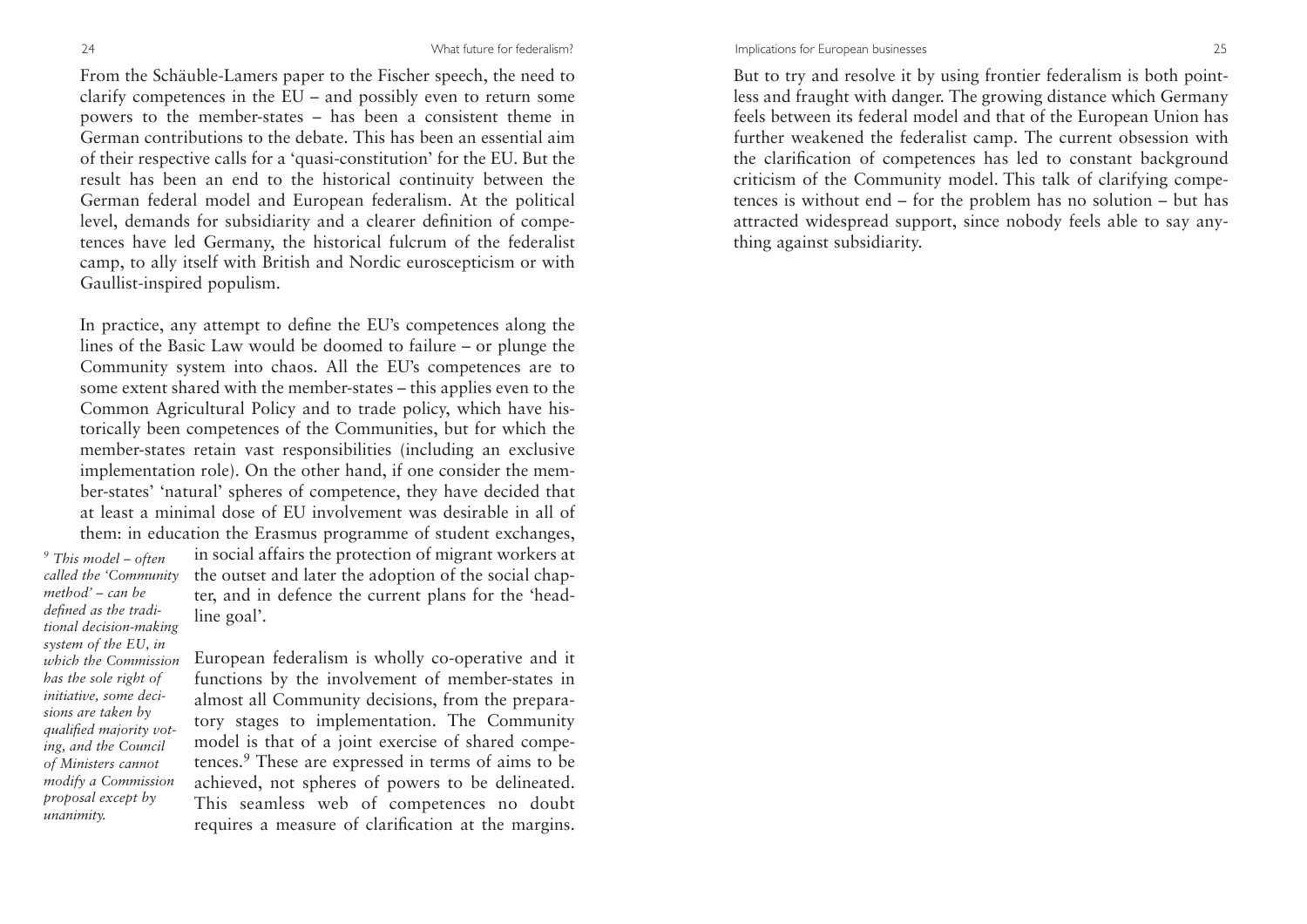From the Schäuble-Lamers paper to the Fischer speech, the need to clarify competences in the EU – and possibly even to return some powers to the member-states – has been a consistent theme in German contributions to the debate. This has been an essential aim of their respective calls for a 'quasi-constitution' for the EU. But the result has been an end to the historical continuity between the German federal model and European federalism. At the political level, demands for subsidiarity and a clearer definition of competences have led Germany, the historical fulcrum of the federalist camp, to ally itself with British and Nordic euroscepticism or with Gaullist-inspired populism.

In practice, any attempt to define the EU's competences along the lines of the Basic Law would be doomed to failure – or plunge the Community system into chaos. All the EU's competences are to some extent shared with the member-states – this applies even to the Common Agricultural Policy and to trade policy, which have historically been competences of the Communities, but for which the member-states retain vast responsibilities (including an exclusive implementation role). On the other hand, if one consider the member-states' 'natural' spheres of competence, they have decided that at least a minimal dose of EU involvement was desirable in all of them: in education the Erasmus programme of student exchanges, in social affairs the protection of migrant workers at the outset and later the adoption of the social chapter, and in defence the current plans for the 'headline goal'.

European federalism is wholly co-operative and it functions by the involvement of member-states in almost all Community decisions, from the preparatory stages to implementation. The Community model is that of a joint exercise of shared competences.[9] These are expressed in terms of aims to be achieved, not spheres of powers to be delineated. This seamless web of competences no doubt requires a measure of clarification at the margins. But to try and resolve it by using frontier federalism is both pointless and fraught with danger. The growing distance which Germany feels between its federal model and that of the European Union has further weakened the federalist camp. The current obsession with the clarification of competences has led to constant background criticism of the Community model. This talk of clarifying competences is without end – for the problem has no solution – but has attracted widespread support, since nobody feels able to say anything against subsidiarity.

[9] *This model – often called the 'Community method' – can be defined as the traditional decision-making system of the EU, in which the Commission has the sole right of initiative, some decisions are taken by qualified majority voting, and the Council of Ministers cannot modify a Commission proposal except by unanimity.*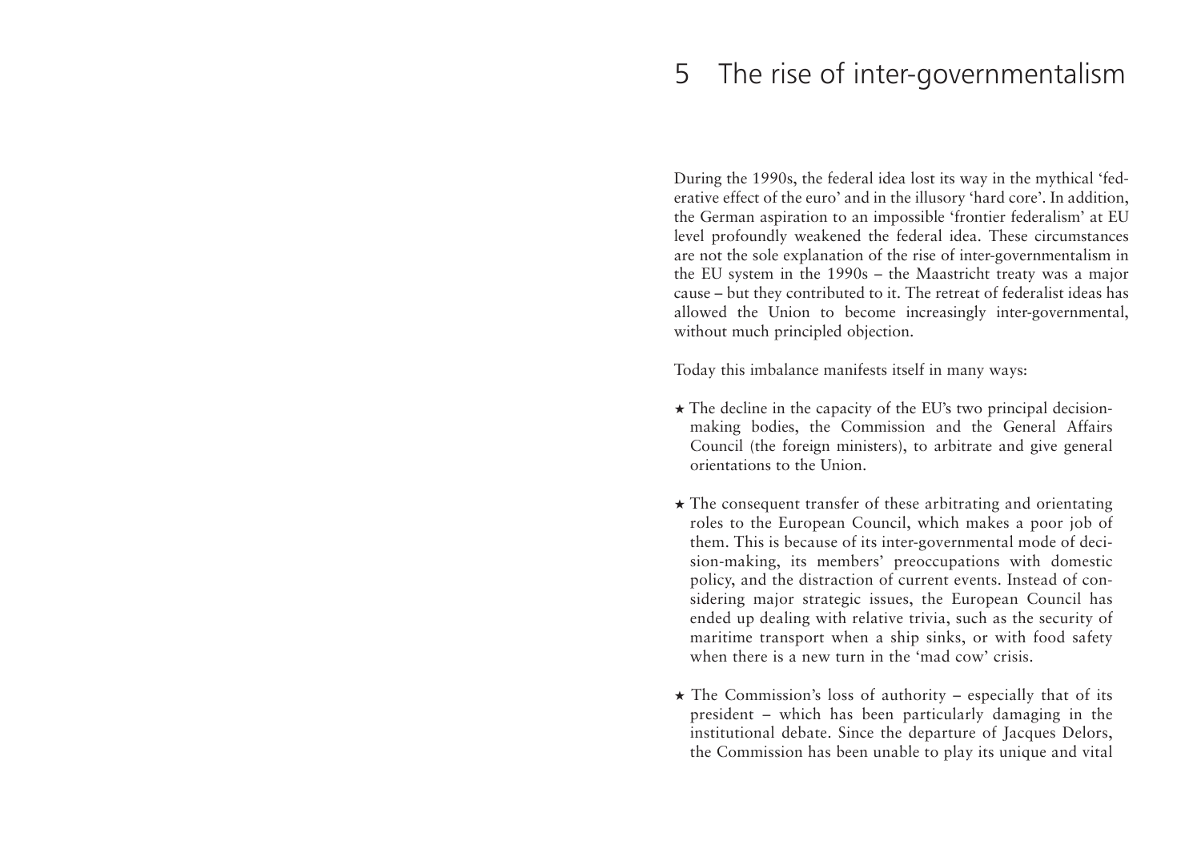# 5 The rise of inter-governmentalism

During the 1990s, the federal idea lost its way in the mythical 'federative effect of the euro' and in the illusory 'hard core'. In addition, the German aspiration to an impossible 'frontier federalism' at EU level profoundly weakened the federal idea. These circumstances are not the sole explanation of the rise of inter-governmentalism in the EU system in the 1990s – the Maastricht treaty was a major cause – but they contributed to it. The retreat of federalist ideas has allowed the Union to become increasingly inter-governmental, without much principled objection.

Today this imbalance manifests itself in many ways:

- The decline in the capacity of the EU's two principal decision-making bodies, the Commission and the General Affairs Council (the foreign ministers), to arbitrate and give general orientations to the Union.
- The consequent transfer of these arbitrating and orientating roles to the European Council, which makes a poor job of them. This is because of its inter-governmental mode of decision-making, its members' preoccupations with domestic policy, and the distraction of current events. Instead of considering major strategic issues, the European Council has ended up dealing with relative trivia, such as the security of maritime transport when a ship sinks, or with food safety when there is a new turn in the 'mad cow' crisis.
- The Commission's loss of authority – especially that of its president – which has been particularly damaging in the institutional debate. Since the departure of Jacques Delors, the Commission has been unable to play its unique and vital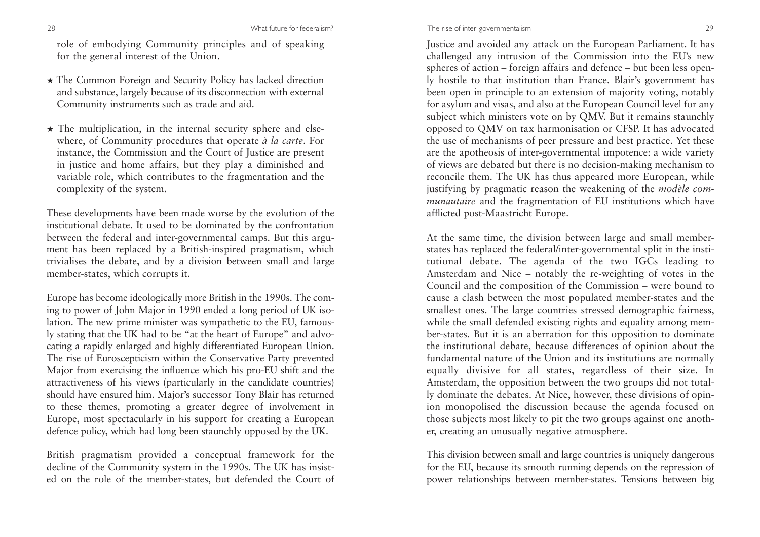role of embodying Community principles and of speaking for the general interest of the Union.

- The Common Foreign and Security Policy has lacked direction and substance, largely because of its disconnection with external Community instruments such as trade and aid.

- The multiplication, in the internal security sphere and elsewhere, of Community procedures that operate *à la carte*. For instance, the Commission and the Court of Justice are present in justice and home affairs, but they play a diminished and variable role, which contributes to the fragmentation and the complexity of the system.

These developments have been made worse by the evolution of the institutional debate. It used to be dominated by the confrontation between the federal and inter-governmental camps. But this argument has been replaced by a British-inspired pragmatism, which trivialises the debate, and by a division between small and large member-states, which corrupts it.

Europe has become ideologically more British in the 1990s. The coming to power of John Major in 1990 ended a long period of UK isolation. The new prime minister was sympathetic to the EU, famously stating that the UK had to be "at the heart of Europe" and advocating a rapidly enlarged and highly differentiated European Union. The rise of Euroscepticism within the Conservative Party prevented Major from exercising the influence which his pro-EU shift and the attractiveness of his views (particularly in the candidate countries) should have ensured him. Major's successor Tony Blair has returned to these themes, promoting a greater degree of involvement in Europe, most spectacularly in his support for creating a European defence policy, which had long been staunchly opposed by the UK.

British pragmatism provided a conceptual framework for the decline of the Community system in the 1990s. The UK has insisted on the role of the member-states, but defended the Court of Justice and avoided any attack on the European Parliament. It has challenged any intrusion of the Commission into the EU's new spheres of action – foreign affairs and defence – but been less openly hostile to that institution than France. Blair's government has been open in principle to an extension of majority voting, notably for asylum and visas, and also at the European Council level for any subject which ministers vote on by QMV. But it remains staunchly opposed to QMV on tax harmonisation or CFSP. It has advocated the use of mechanisms of peer pressure and best practice. Yet these are the apotheosis of inter-governmental impotence: a wide variety of views are debated but there is no decision-making mechanism to reconcile them. The UK has thus appeared more European, while justifying by pragmatic reason the weakening of the *modèle communautaire* and the fragmentation of EU institutions which have afflicted post-Maastricht Europe.

At the same time, the division between large and small member-states has replaced the federal/inter-governmental split in the institutional debate. The agenda of the two IGCs leading to Amsterdam and Nice – notably the re-weighting of votes in the Council and the composition of the Commission – were bound to cause a clash between the most populated member-states and the smallest ones. The large countries stressed demographic fairness, while the small defended existing rights and equality among member-states. But it is an aberration for this opposition to dominate the institutional debate, because differences of opinion about the fundamental nature of the Union and its institutions are normally equally divisive for all states, regardless of their size. In Amsterdam, the opposition between the two groups did not totally dominate the debates. At Nice, however, these divisions of opinion monopolised the discussion because the agenda focused on those subjects most likely to pit the two groups against one another, creating an unusually negative atmosphere.

This division between small and large countries is uniquely dangerous for the EU, because its smooth running depends on the repression of power relationships between member-states. Tensions between big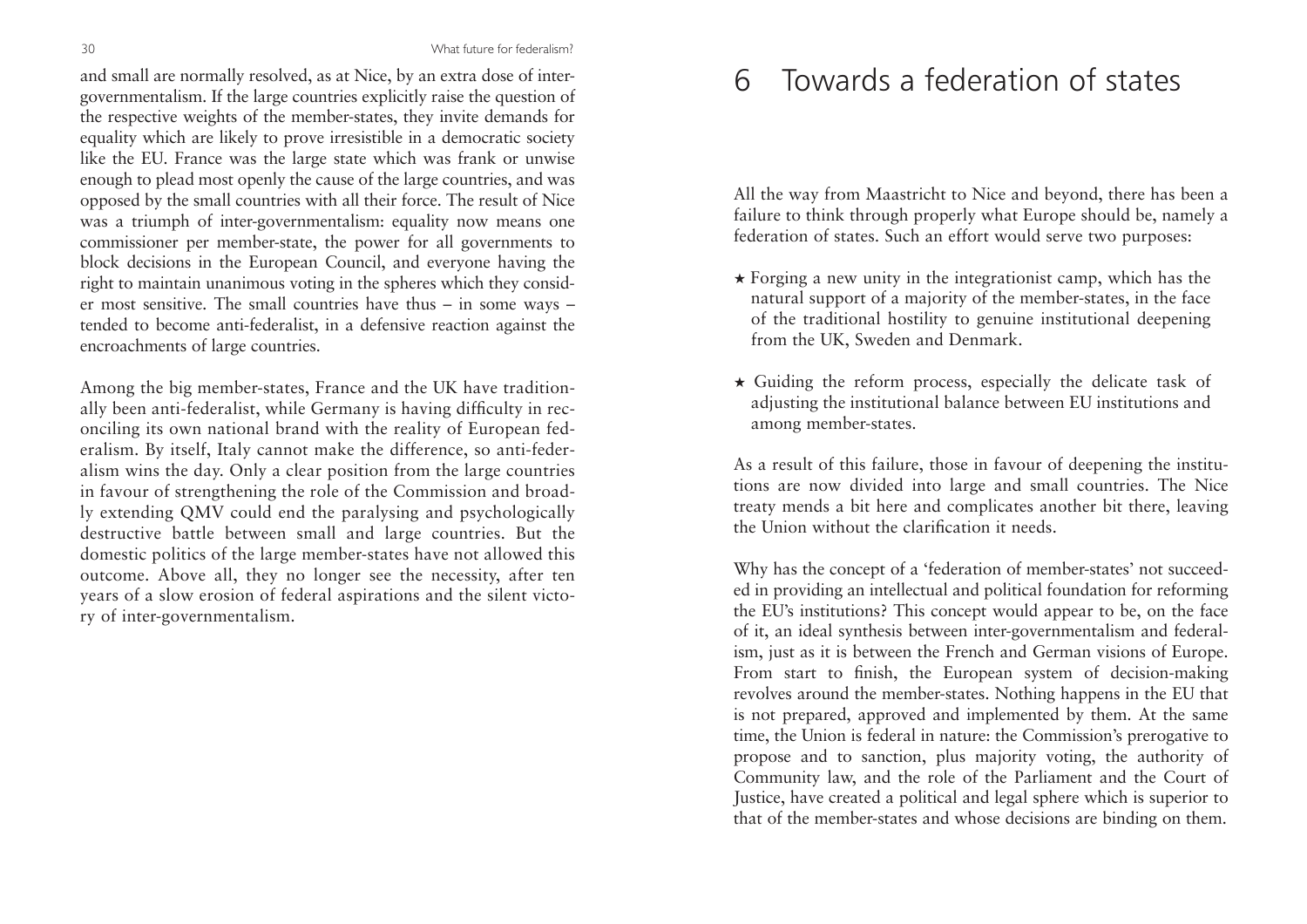and small are normally resolved, as at Nice, by an extra dose of inter-governmentalism. If the large countries explicitly raise the question of the respective weights of the member-states, they invite demands for equality which are likely to prove irresistible in a democratic society like the EU. France was the large state which was frank or unwise enough to plead most openly the cause of the large countries, and was opposed by the small countries with all their force. The result of Nice was a triumph of inter-governmentalism: equality now means one commissioner per member-state, the power for all governments to block decisions in the European Council, and everyone having the right to maintain unanimous voting in the spheres which they consider most sensitive. The small countries have thus – in some ways – tended to become anti-federalist, in a defensive reaction against the encroachments of large countries.

Among the big member-states, France and the UK have traditionally been anti-federalist, while Germany is having difficulty in reconciling its own national brand with the reality of European federalism. By itself, Italy cannot make the difference, so anti-federalism wins the day. Only a clear position from the large countries in favour of strengthening the role of the Commission and broadly extending QMV could end the paralysing and psychologically destructive battle between small and large countries. But the domestic politics of the large member-states have not allowed this outcome. Above all, they no longer see the necessity, after ten years of a slow erosion of federal aspirations and the silent victory of inter-governmentalism.

# 6 Towards a federation of states

All the way from Maastricht to Nice and beyond, there has been a failure to think through properly what Europe should be, namely a federation of states. Such an effort would serve two purposes:

- Forging a new unity in the integrationist camp, which has the natural support of a majority of the member-states, in the face of the traditional hostility to genuine institutional deepening from the UK, Sweden and Denmark.
- Guiding the reform process, especially the delicate task of adjusting the institutional balance between EU institutions and among member-states.

As a result of this failure, those in favour of deepening the institutions are now divided into large and small countries. The Nice treaty mends a bit here and complicates another bit there, leaving the Union without the clarification it needs.

Why has the concept of a 'federation of member-states' not succeeded in providing an intellectual and political foundation for reforming the EU's institutions? This concept would appear to be, on the face of it, an ideal synthesis between inter-governmentalism and federalism, just as it is between the French and German visions of Europe. From start to finish, the European system of decision-making revolves around the member-states. Nothing happens in the EU that is not prepared, approved and implemented by them. At the same time, the Union is federal in nature: the Commission's prerogative to propose and to sanction, plus majority voting, the authority of Community law, and the role of the Parliament and the Court of Justice, have created a political and legal sphere which is superior to that of the member-states and whose decisions are binding on them.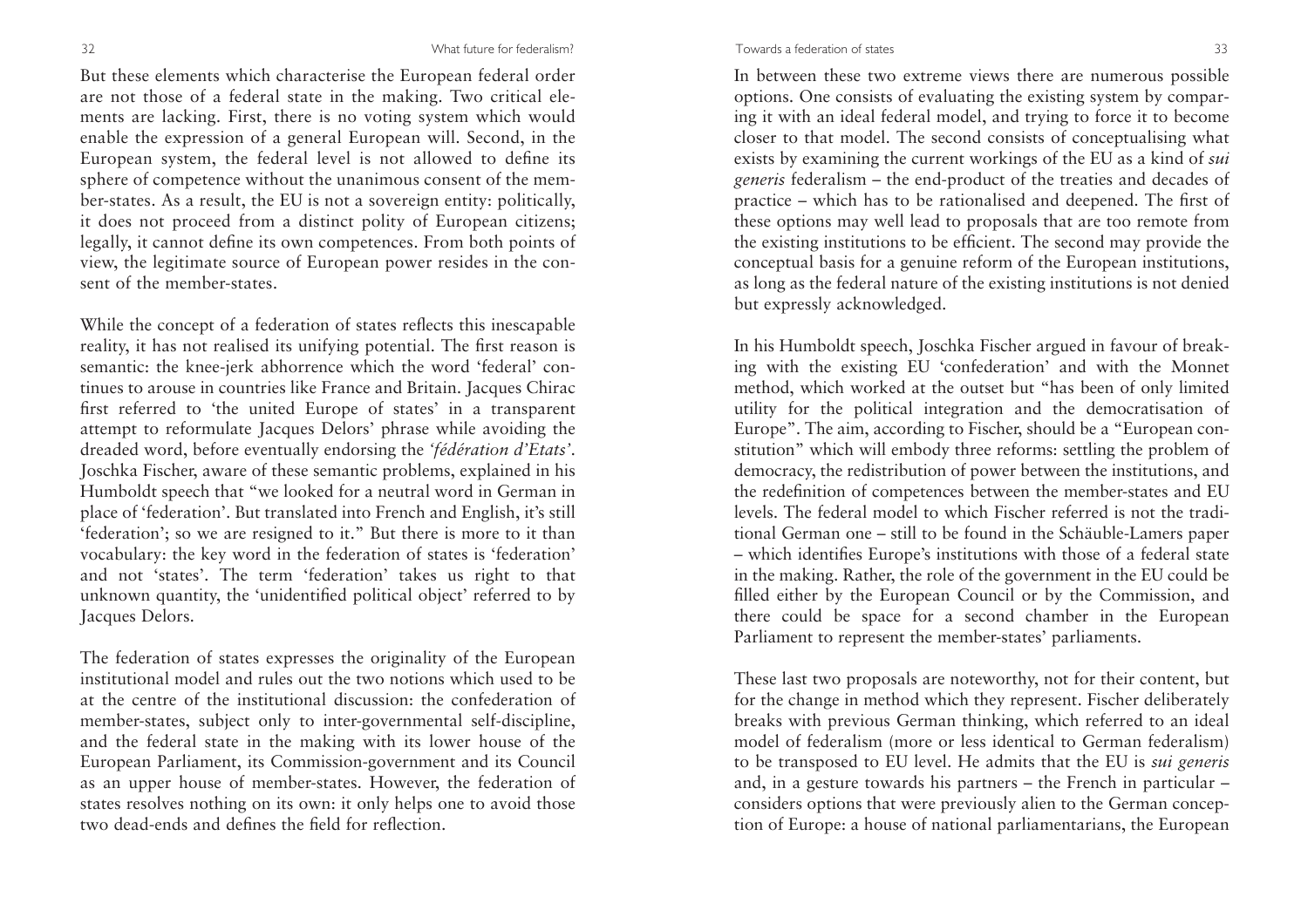But these elements which characterise the European federal order are not those of a federal state in the making. Two critical elements are lacking. First, there is no voting system which would enable the expression of a general European will. Second, in the European system, the federal level is not allowed to define its sphere of competence without the unanimous consent of the member-states. As a result, the EU is not a sovereign entity: politically, it does not proceed from a distinct polity of European citizens; legally, it cannot define its own competences. From both points of view, the legitimate source of European power resides in the consent of the member-states.

While the concept of a federation of states reflects this inescapable reality, it has not realised its unifying potential. The first reason is semantic: the knee-jerk abhorrence which the word 'federal' continues to arouse in countries like France and Britain. Jacques Chirac first referred to 'the united Europe of states' in a transparent attempt to reformulate Jacques Delors' phrase while avoiding the dreaded word, before eventually endorsing the *'fédération d'Etats'*. Joschka Fischer, aware of these semantic problems, explained in his Humboldt speech that "we looked for a neutral word in German in place of 'federation'. But translated into French and English, it's still 'federation'; so we are resigned to it." But there is more to it than vocabulary: the key word in the federation of states is 'federation' and not 'states'. The term 'federation' takes us right to that unknown quantity, the 'unidentified political object' referred to by Jacques Delors.

The federation of states expresses the originality of the European institutional model and rules out the two notions which used to be at the centre of the institutional discussion: the confederation of member-states, subject only to inter-governmental self-discipline, and the federal state in the making with its lower house of the European Parliament, its Commission-government and its Council as an upper house of member-states. However, the federation of states resolves nothing on its own: it only helps one to avoid those two dead-ends and defines the field for reflection.

In between these two extreme views there are numerous possible options. One consists of evaluating the existing system by comparing it with an ideal federal model, and trying to force it to become closer to that model. The second consists of conceptualising what exists by examining the current workings of the EU as a kind of *sui generis* federalism – the end-product of the treaties and decades of practice – which has to be rationalised and deepened. The first of these options may well lead to proposals that are too remote from the existing institutions to be efficient. The second may provide the conceptual basis for a genuine reform of the European institutions, as long as the federal nature of the existing institutions is not denied but expressly acknowledged.

In his Humboldt speech, Joschka Fischer argued in favour of breaking with the existing EU 'confederation' and with the Monnet method, which worked at the outset but "has been of only limited utility for the political integration and the democratisation of Europe". The aim, according to Fischer, should be a "European constitution" which will embody three reforms: settling the problem of democracy, the redistribution of power between the institutions, and the redefinition of competences between the member-states and EU levels. The federal model to which Fischer referred is not the traditional German one – still to be found in the Schäuble-Lamers paper – which identifies Europe's institutions with those of a federal state in the making. Rather, the role of the government in the EU could be filled either by the European Council or by the Commission, and there could be space for a second chamber in the European Parliament to represent the member-states' parliaments.

These last two proposals are noteworthy, not for their content, but for the change in method which they represent. Fischer deliberately breaks with previous German thinking, which referred to an ideal model of federalism (more or less identical to German federalism) to be transposed to EU level. He admits that the EU is *sui generis* and, in a gesture towards his partners – the French in particular – considers options that were previously alien to the German conception of Europe: a house of national parliamentarians, the European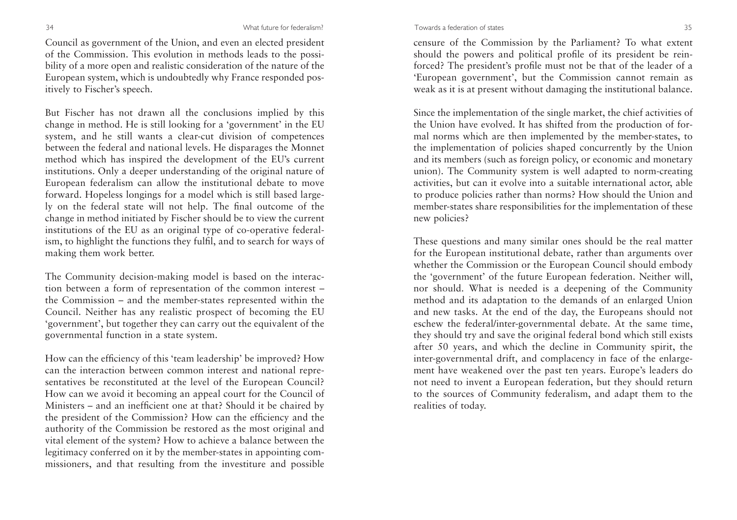Council as government of the Union, and even an elected president of the Commission. This evolution in methods leads to the possibility of a more open and realistic consideration of the nature of the European system, which is undoubtedly why France responded positively to Fischer's speech.

But Fischer has not drawn all the conclusions implied by this change in method. He is still looking for a 'government' in the EU system, and he still wants a clear-cut division of competences between the federal and national levels. He disparages the Monnet method which has inspired the development of the EU's current institutions. Only a deeper understanding of the original nature of European federalism can allow the institutional debate to move forward. Hopeless longings for a model which is still based largely on the federal state will not help. The final outcome of the change in method initiated by Fischer should be to view the current institutions of the EU as an original type of co-operative federalism, to highlight the functions they fulfil, and to search for ways of making them work better.

The Community decision-making model is based on the interaction between a form of representation of the common interest – the Commission – and the member-states represented within the Council. Neither has any realistic prospect of becoming the EU 'government', but together they can carry out the equivalent of the governmental function in a state system.

How can the efficiency of this 'team leadership' be improved? How can the interaction between common interest and national representatives be reconstituted at the level of the European Council? How can we avoid it becoming an appeal court for the Council of Ministers – and an inefficient one at that? Should it be chaired by the president of the Commission? How can the efficiency and the authority of the Commission be restored as the most original and vital element of the system? How to achieve a balance between the legitimacy conferred on it by the member-states in appointing commissioners, and that resulting from the investiture and possible censure of the Commission by the Parliament? To what extent should the powers and political profile of its president be reinforced? The president's profile must not be that of the leader of a 'European government', but the Commission cannot remain as weak as it is at present without damaging the institutional balance.

Since the implementation of the single market, the chief activities of the Union have evolved. It has shifted from the production of formal norms which are then implemented by the member-states, to the implementation of policies shaped concurrently by the Union and its members (such as foreign policy, or economic and monetary union). The Community system is well adapted to norm-creating activities, but can it evolve into a suitable international actor, able to produce policies rather than norms? How should the Union and member-states share responsibilities for the implementation of these new policies?

These questions and many similar ones should be the real matter for the European institutional debate, rather than arguments over whether the Commission or the European Council should embody the 'government' of the future European federation. Neither will, nor should. What is needed is a deepening of the Community method and its adaptation to the demands of an enlarged Union and new tasks. At the end of the day, the Europeans should not eschew the federal/inter-governmental debate. At the same time, they should try and save the original federal bond which still exists after 50 years, and which the decline in Community spirit, the inter-governmental drift, and complacency in face of the enlargement have weakened over the past ten years. Europe's leaders do not need to invent a European federation, but they should return to the sources of Community federalism, and adapt them to the realities of today.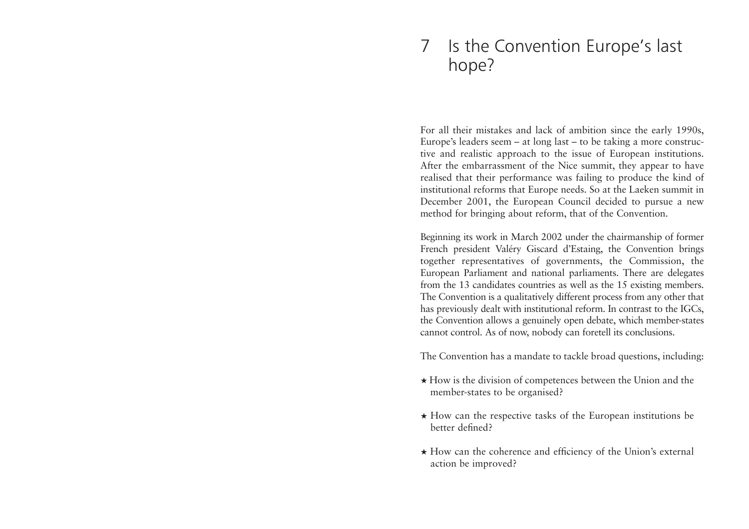# 7 Is the Convention Europe's last hope?

For all their mistakes and lack of ambition since the early 1990s, Europe's leaders seem – at long last – to be taking a more constructive and realistic approach to the issue of European institutions. After the embarrassment of the Nice summit, they appear to have realised that their performance was failing to produce the kind of institutional reforms that Europe needs. So at the Laeken summit in December 2001, the European Council decided to pursue a new method for bringing about reform, that of the Convention.

Beginning its work in March 2002 under the chairmanship of former French president Valéry Giscard d'Estaing, the Convention brings together representatives of governments, the Commission, the European Parliament and national parliaments. There are delegates from the 13 candidates countries as well as the 15 existing members. The Convention is a qualitatively different process from any other that has previously dealt with institutional reform. In contrast to the IGCs, the Convention allows a genuinely open debate, which member-states cannot control. As of now, nobody can foretell its conclusions.

The Convention has a mandate to tackle broad questions, including:

- How is the division of competences between the Union and the member-states to be organised?
- How can the respective tasks of the European institutions be better defined?
- How can the coherence and efficiency of the Union's external action be improved?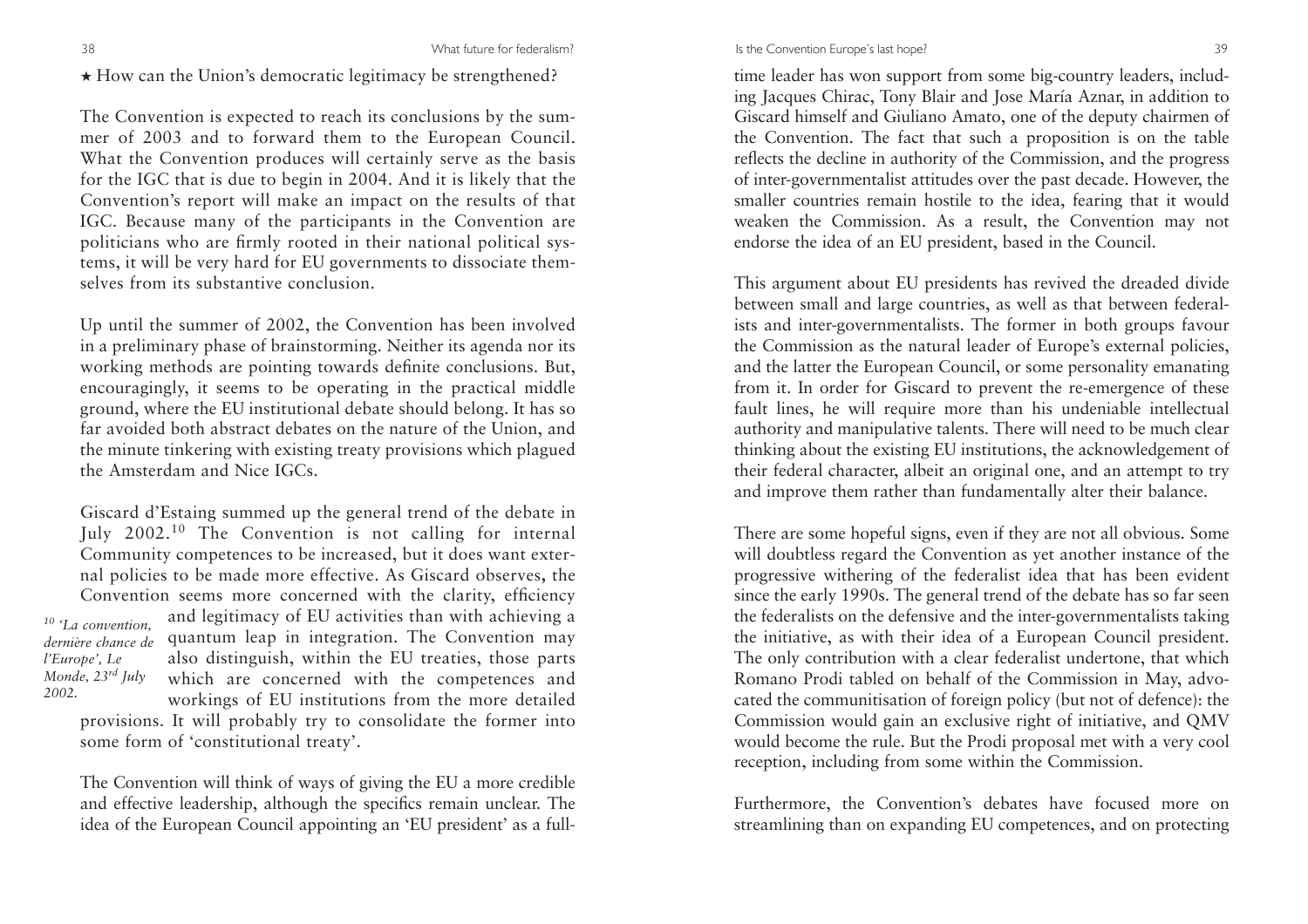★ How can the Union's democratic legitimacy be strengthened?

The Convention is expected to reach its conclusions by the summer of 2003 and to forward them to the European Council. What the Convention produces will certainly serve as the basis for the IGC that is due to begin in 2004. And it is likely that the Convention's report will make an impact on the results of that IGC. Because many of the participants in the Convention are politicians who are firmly rooted in their national political systems, it will be very hard for EU governments to dissociate themselves from its substantive conclusion.

Up until the summer of 2002, the Convention has been involved in a preliminary phase of brainstorming. Neither its agenda nor its working methods are pointing towards definite conclusions. But, encouragingly, it seems to be operating in the practical middle ground, where the EU institutional debate should belong. It has so far avoided both abstract debates on the nature of the Union, and the minute tinkering with existing treaty provisions which plagued the Amsterdam and Nice IGCs.

Giscard d'Estaing summed up the general trend of the debate in July 2002.[10] The Convention is not calling for internal Community competences to be increased, but it does want external policies to be made more effective. As Giscard observes, the Convention seems more concerned with the clarity, efficiency and legitimacy of EU activities than with achieving a quantum leap in integration. The Convention may also distinguish, within the EU treaties, those parts which are concerned with the competences and workings of EU institutions from the more detailed provisions. It will probably try to consolidate the former into some form of 'constitutional treaty'.

[10] *'La convention, dernière chance de l'Europe', Le Monde, 23rd July 2002.*

The Convention will think of ways of giving the EU a more credible and effective leadership, although the specifics remain unclear. The idea of the European Council appointing an 'EU president' as a full-time leader has won support from some big-country leaders, including Jacques Chirac, Tony Blair and Jose María Aznar, in addition to Giscard himself and Giuliano Amato, one of the deputy chairmen of the Convention. The fact that such a proposition is on the table reflects the decline in authority of the Commission, and the progress of inter-governmentalist attitudes over the past decade. However, the smaller countries remain hostile to the idea, fearing that it would weaken the Commission. As a result, the Convention may not endorse the idea of an EU president, based in the Council.

This argument about EU presidents has revived the dreaded divide between small and large countries, as well as that between federalists and inter-governmentalists. The former in both groups favour the Commission as the natural leader of Europe's external policies, and the latter the European Council, or some personality emanating from it. In order for Giscard to prevent the re-emergence of these fault lines, he will require more than his undeniable intellectual authority and manipulative talents. There will need to be much clear thinking about the existing EU institutions, the acknowledgement of their federal character, albeit an original one, and an attempt to try and improve them rather than fundamentally alter their balance.

There are some hopeful signs, even if they are not all obvious. Some will doubtless regard the Convention as yet another instance of the progressive withering of the federalist idea that has been evident since the early 1990s. The general trend of the debate has so far seen the federalists on the defensive and the inter-governmentalists taking the initiative, as with their idea of a European Council president. The only contribution with a clear federalist undertone, that which Romano Prodi tabled on behalf of the Commission in May, advocated the communitisation of foreign policy (but not of defence): the Commission would gain an exclusive right of initiative, and QMV would become the rule. But the Prodi proposal met with a very cool reception, including from some within the Commission.

Furthermore, the Convention's debates have focused more on streamlining than on expanding EU competences, and on protecting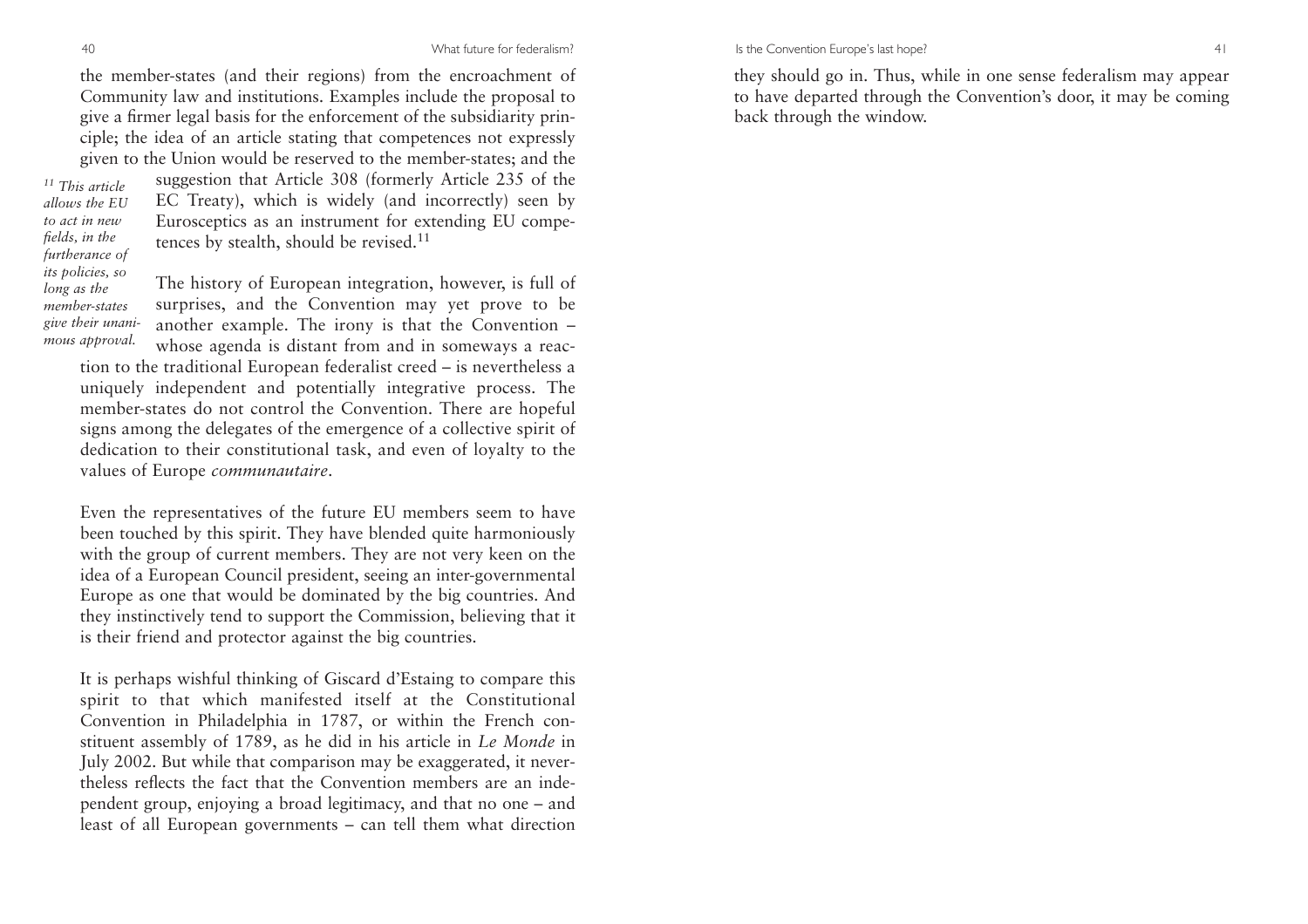the member-states (and their regions) from the encroachment of Community law and institutions. Examples include the proposal to give a firmer legal basis for the enforcement of the subsidiarity principle; the idea of an article stating that competences not expressly given to the Union would be reserved to the member-states; and the suggestion that Article 308 (formerly Article 235 of the EC Treaty), which is widely (and incorrectly) seen by Eurosceptics as an instrument for extending EU competences by stealth, should be revised.[11]

*[11] This article allows the EU to act in new fields, in the furtherance of its policies, so long as the member-states give their unanimous approval.*

The history of European integration, however, is full of surprises, and the Convention may yet prove to be another example. The irony is that the Convention – whose agenda is distant from and in someways a reaction to the traditional European federalist creed – is nevertheless a uniquely independent and potentially integrative process. The member-states do not control the Convention. There are hopeful signs among the delegates of the emergence of a collective spirit of dedication to their constitutional task, and even of loyalty to the values of Europe *communautaire*.

Even the representatives of the future EU members seem to have been touched by this spirit. They have blended quite harmoniously with the group of current members. They are not very keen on the idea of a European Council president, seeing an inter-governmental Europe as one that would be dominated by the big countries. And they instinctively tend to support the Commission, believing that it is their friend and protector against the big countries.

It is perhaps wishful thinking of Giscard d'Estaing to compare this spirit to that which manifested itself at the Constitutional Convention in Philadelphia in 1787, or within the French constituent assembly of 1789, as he did in his article in *Le Monde* in July 2002. But while that comparison may be exaggerated, it nevertheless reflects the fact that the Convention members are an independent group, enjoying a broad legitimacy, and that no one – and least of all European governments – can tell them what direction they should go in. Thus, while in one sense federalism may appear to have departed through the Convention's door, it may be coming back through the window.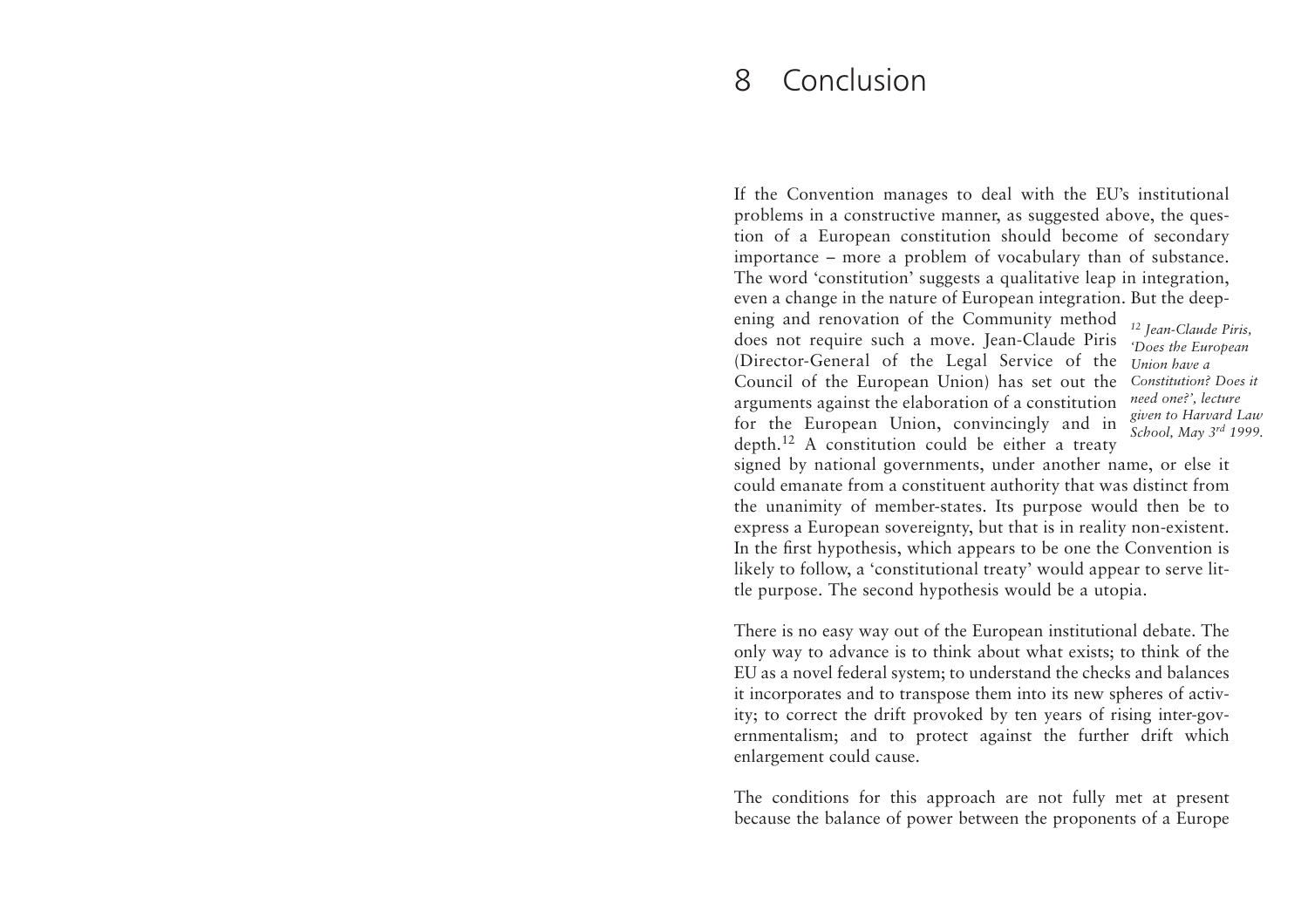# 8 Conclusion

If the Convention manages to deal with the EU's institutional problems in a constructive manner, as suggested above, the question of a European constitution should become of secondary importance – more a problem of vocabulary than of substance. The word 'constitution' suggests a qualitative leap in integration, even a change in the nature of European integration. But the deepening and renovation of the Community method does not require such a move. Jean-Claude Piris (Director-General of the Legal Service of the Council of the European Union) has set out the arguments against the elaboration of a constitution for the European Union, convincingly and in depth.[12] A constitution could be either a treaty signed by national governments, under another name, or else it could emanate from a constituent authority that was distinct from the unanimity of member-states. Its purpose would then be to express a European sovereignty, but that is in reality non-existent. In the first hypothesis, which appears to be one the Convention is likely to follow, a 'constitutional treaty' would appear to serve little purpose. The second hypothesis would be a utopia.

*[12] Jean-Claude Piris, 'Does the European Union have a Constitution? Does it need one?', lecture given to Harvard Law School, May 3rd 1999.*

There is no easy way out of the European institutional debate. The only way to advance is to think about what exists; to think of the EU as a novel federal system; to understand the checks and balances it incorporates and to transpose them into its new spheres of activity; to correct the drift provoked by ten years of rising inter-governmentalism; and to protect against the further drift which enlargement could cause.

The conditions for this approach are not fully met at present because the balance of power between the proponents of a Europe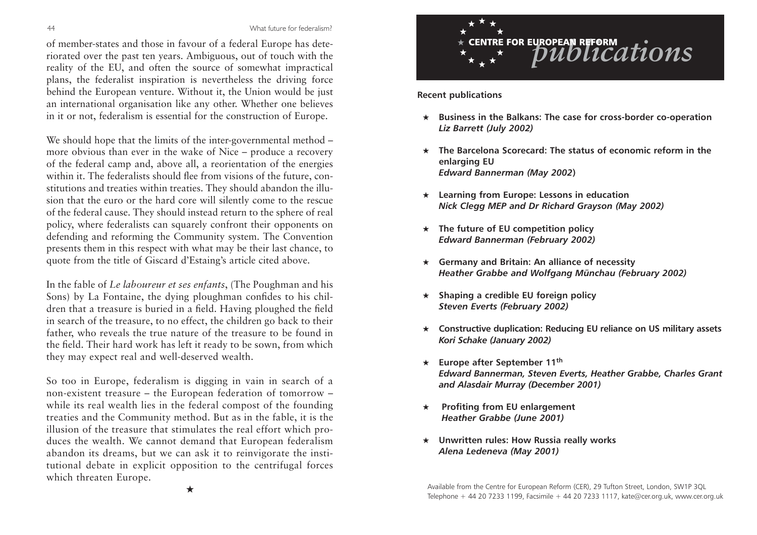of member-states and those in favour of a federal Europe has deteriorated over the past ten years. Ambiguous, out of touch with the reality of the EU, and often the source of somewhat impractical plans, the federalist inspiration is nevertheless the driving force behind the European venture. Without it, the Union would be just an international organisation like any other. Whether one believes in it or not, federalism is essential for the construction of Europe.

We should hope that the limits of the inter-governmental method – more obvious than ever in the wake of Nice – produce a recovery of the federal camp and, above all, a reorientation of the energies within it. The federalists should flee from visions of the future, constitutions and treaties within treaties. They should abandon the illusion that the euro or the hard core will silently come to the rescue of the federal cause. They should instead return to the sphere of real policy, where federalists can squarely confront their opponents on defending and reforming the Community system. The Convention presents them in this respect with what may be their last chance, to quote from the title of Giscard d'Estaing's article cited above.

In the fable of *Le laboureur et ses enfants*, (The Poughman and his Sons) by La Fontaine, the dying ploughman confides to his children that a treasure is buried in a field. Having ploughed the field in search of the treasure, to no effect, the children go back to their father, who reveals the true nature of the treasure to be found in the field. Their hard work has left it ready to be sown, from which they may expect real and well-deserved wealth.

So too in Europe, federalism is digging in vain in search of a non-existent treasure – the European federation of tomorrow – while its real wealth lies in the federal compost of the founding treaties and the Community method. But as in the fable, it is the illusion of the treasure that stimulates the real effort which produces the wealth. We cannot demand that European federalism abandon its dreams, but we can ask it to reinvigorate the institutional debate in explicit opposition to the centrifugal forces which threaten Europe.

★

# CENTRE FOR EUROPEAN REFORM *publications*

**Recent publications**

- **Business in the Balkans: The case for cross-border co-operation**
  ***Liz Barrett (July 2002)***

- **The Barcelona Scorecard: The status of economic reform in the enlarging EU**
  ***Edward Bannerman (May 2002)***

- **Learning from Europe: Lessons in education**
  ***Nick Clegg MEP and Dr Richard Grayson (May 2002)***

- **The future of EU competition policy**
  ***Edward Bannerman (February 2002)***

- **Germany and Britain: An alliance of necessity**
  ***Heather Grabbe and Wolfgang Münchau (February 2002)***

- **Shaping a credible EU foreign policy**
  ***Steven Everts (February 2002)***

- **Constructive duplication: Reducing EU reliance on US military assets**
  ***Kori Schake (January 2002)***

- **Europe after September 11th**
  ***Edward Bannerman, Steven Everts, Heather Grabbe, Charles Grant and Alasdair Murray (December 2001)***

- **Profiting from EU enlargement**
  ***Heather Grabbe (June 2001)***

- **Unwritten rules: How Russia really works**
  ***Alena Ledeneva (May 2001)***

Available from the Centre for European Reform (CER), 29 Tufton Street, London, SW1P 3QL
Telephone + 44 20 7233 1199, Facsimile + 44 20 7233 1117, kate@cer.org.uk, www.cer.org.uk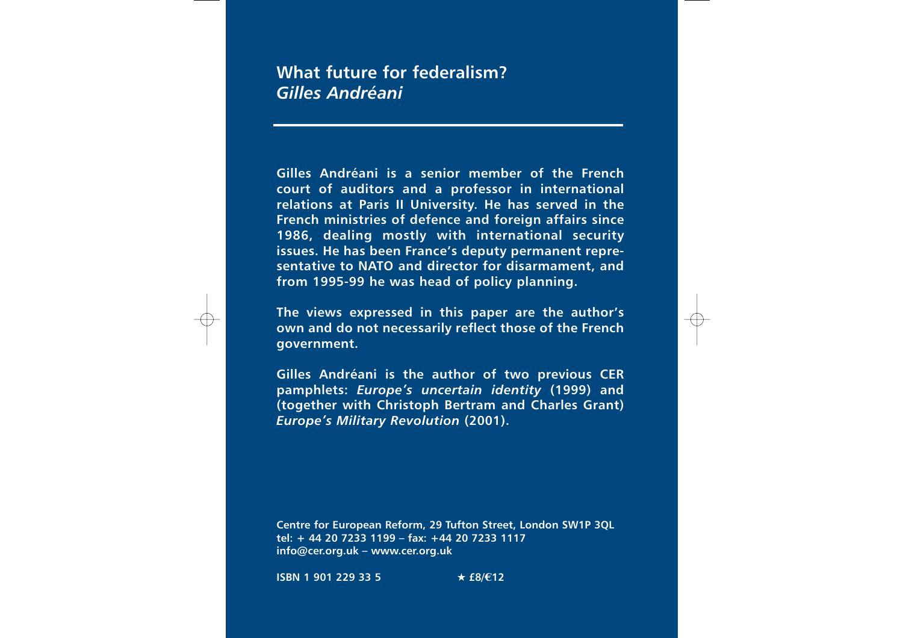## What future for federalism?
*Gilles Andréani*

---

**Gilles Andréani is a senior member of the French court of auditors and a professor in international relations at Paris II University. He has served in the French ministries of defence and foreign affairs since 1986, dealing mostly with international security issues. He has been France's deputy permanent representative to NATO and director for disarmament, and from 1995-99 he was head of policy planning.**

**The views expressed in this paper are the author's own and do not necessarily reflect those of the French government.**

**Gilles Andréani is the author of two previous CER pamphlets: *Europe's uncertain identity* (1999) and (together with Christoph Bertram and Charles Grant) *Europe's Military Revolution* (2001).**

**Centre for European Reform, 29 Tufton Street, London SW1P 3QL**
**tel: + 44 20 7233 1199 – fax: +44 20 7233 1117**
**info@cer.org.uk – www.cer.org.uk**

**ISBN 1 901 229 33 5** ★ **£8/€12**